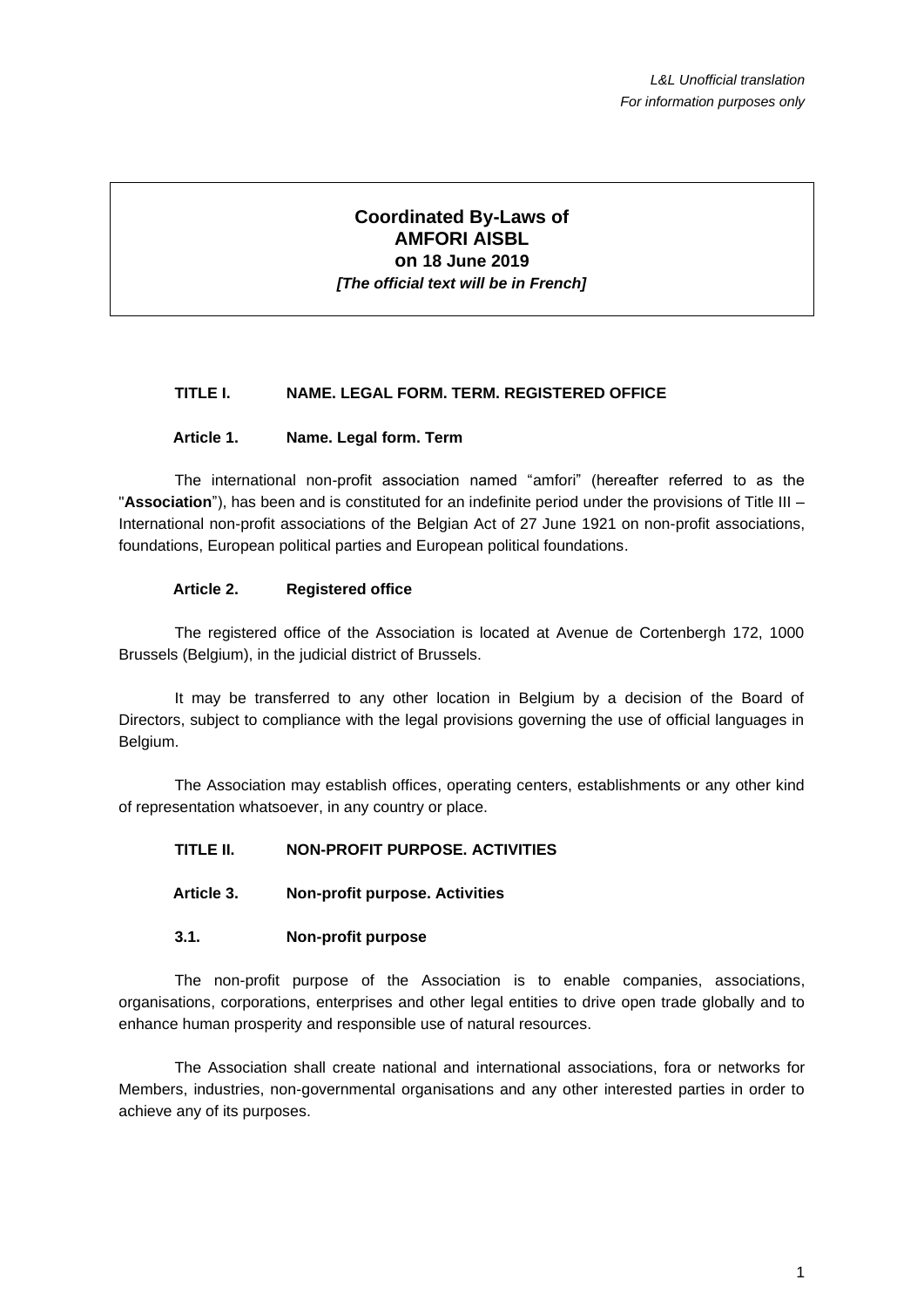*L&L Unofficial translation*
*For information purposes only*

# Coordinated By-Laws of AMFORI AISBL on 18 June 2019

***[The official text will be in French]***

## TITLE I. NAME. LEGAL FORM. TERM. REGISTERED OFFICE

### Article 1. Name. Legal form. Term

The international non-profit association named "amfori" (hereafter referred to as the "**Association**"), has been and is constituted for an indefinite period under the provisions of Title III – International non-profit associations of the Belgian Act of 27 June 1921 on non-profit associations, foundations, European political parties and European political foundations.

### Article 2. Registered office

The registered office of the Association is located at Avenue de Cortenbergh 172, 1000 Brussels (Belgium), in the judicial district of Brussels.

It may be transferred to any other location in Belgium by a decision of the Board of Directors, subject to compliance with the legal provisions governing the use of official languages in Belgium.

The Association may establish offices, operating centers, establishments or any other kind of representation whatsoever, in any country or place.

## TITLE II. NON-PROFIT PURPOSE. ACTIVITIES

### Article 3. Non-profit purpose. Activities

#### 3.1. Non-profit purpose

The non-profit purpose of the Association is to enable companies, associations, organisations, corporations, enterprises and other legal entities to drive open trade globally and to enhance human prosperity and responsible use of natural resources.

The Association shall create national and international associations, fora or networks for Members, industries, non-governmental organisations and any other interested parties in order to achieve any of its purposes.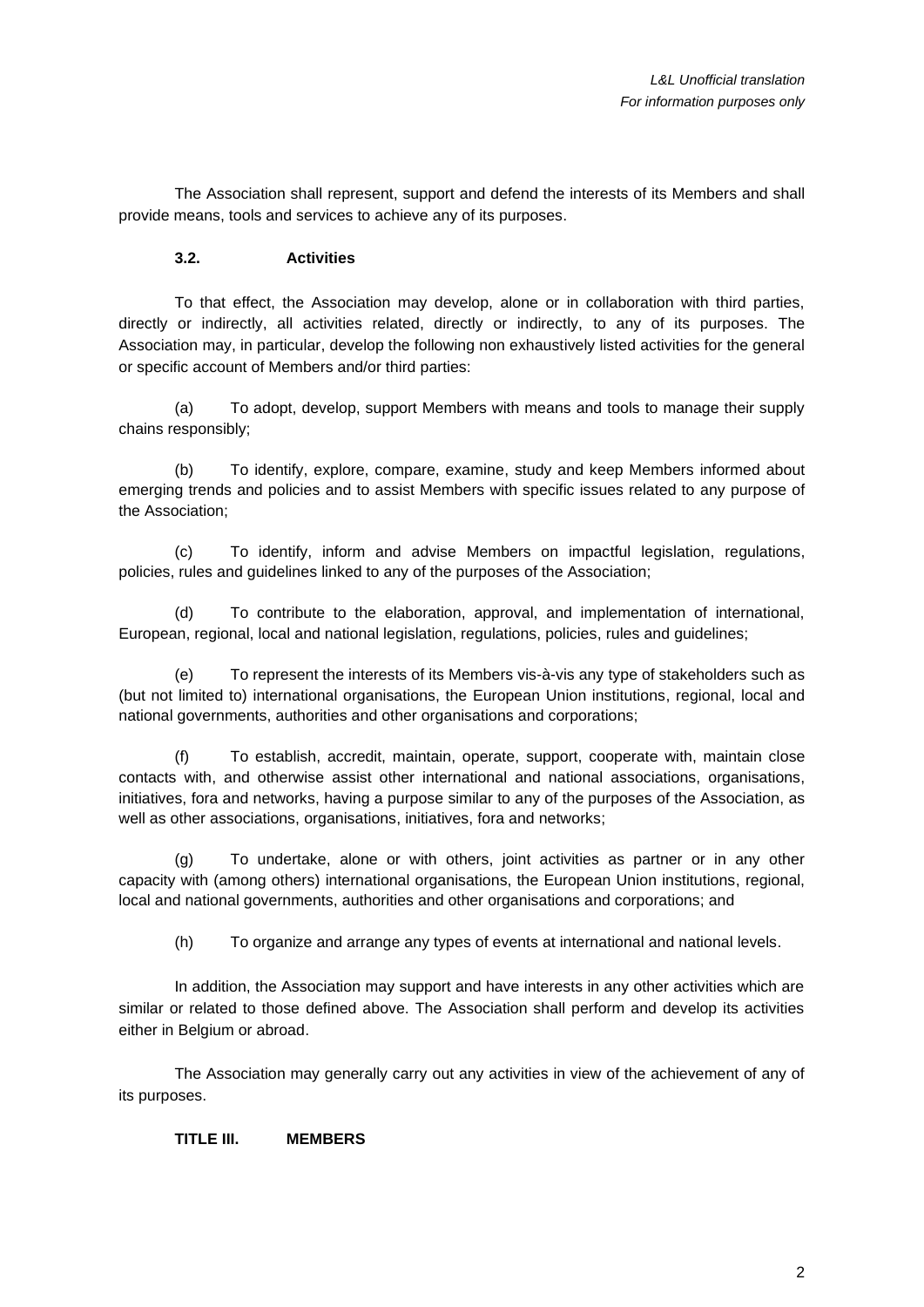The Association shall represent, support and defend the interests of its Members and shall provide means, tools and services to achieve any of its purposes.

### 3.2. Activities

To that effect, the Association may develop, alone or in collaboration with third parties, directly or indirectly, all activities related, directly or indirectly, to any of its purposes. The Association may, in particular, develop the following non exhaustively listed activities for the general or specific account of Members and/or third parties:

(a) To adopt, develop, support Members with means and tools to manage their supply chains responsibly;

(b) To identify, explore, compare, examine, study and keep Members informed about emerging trends and policies and to assist Members with specific issues related to any purpose of the Association;

(c) To identify, inform and advise Members on impactful legislation, regulations, policies, rules and guidelines linked to any of the purposes of the Association;

(d) To contribute to the elaboration, approval, and implementation of international, European, regional, local and national legislation, regulations, policies, rules and guidelines;

(e) To represent the interests of its Members vis-à-vis any type of stakeholders such as (but not limited to) international organisations, the European Union institutions, regional, local and national governments, authorities and other organisations and corporations;

(f) To establish, accredit, maintain, operate, support, cooperate with, maintain close contacts with, and otherwise assist other international and national associations, organisations, initiatives, fora and networks, having a purpose similar to any of the purposes of the Association, as well as other associations, organisations, initiatives, fora and networks;

(g) To undertake, alone or with others, joint activities as partner or in any other capacity with (among others) international organisations, the European Union institutions, regional, local and national governments, authorities and other organisations and corporations; and

(h) To organize and arrange any types of events at international and national levels.

In addition, the Association may support and have interests in any other activities which are similar or related to those defined above. The Association shall perform and develop its activities either in Belgium or abroad.

The Association may generally carry out any activities in view of the achievement of any of its purposes.

## TITLE III. MEMBERS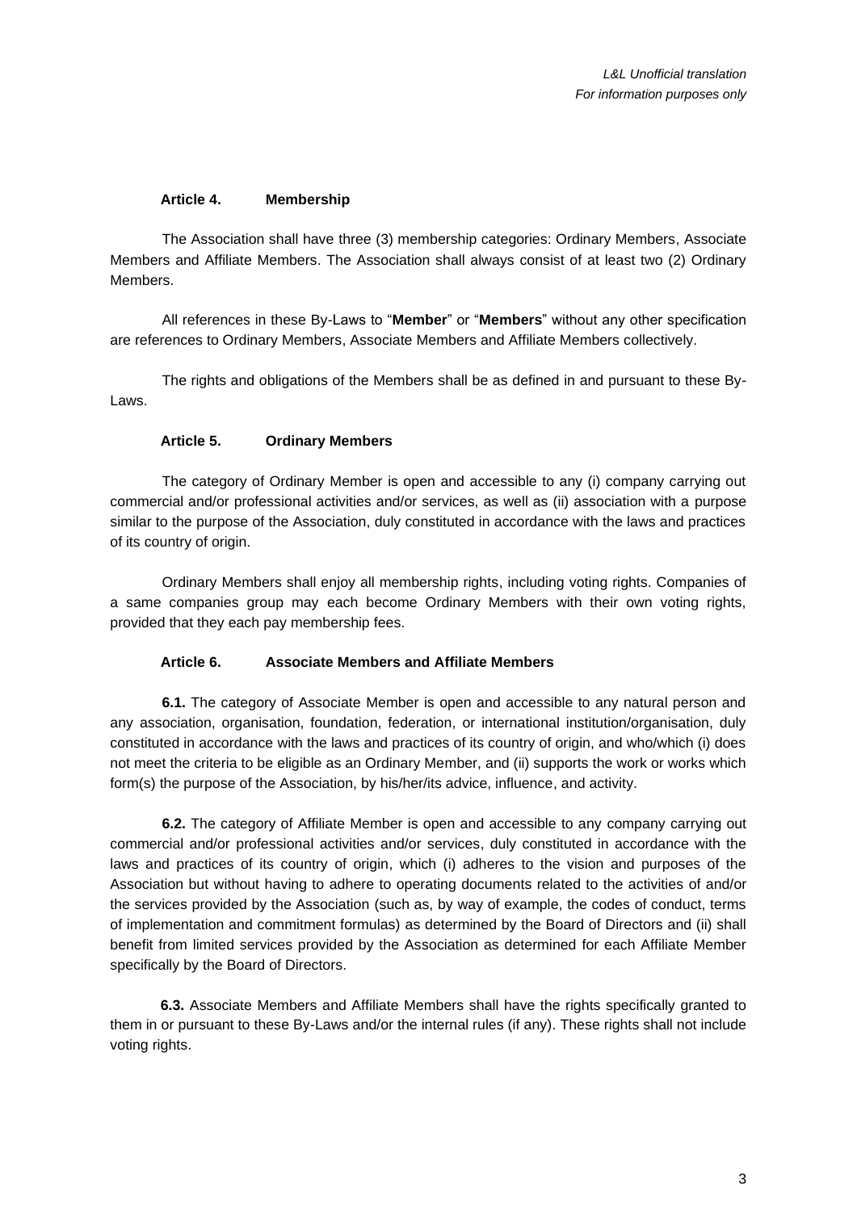*L&L Unofficial translation*
*For information purposes only*

### Article 4. Membership

The Association shall have three (3) membership categories: Ordinary Members, Associate Members and Affiliate Members. The Association shall always consist of at least two (2) Ordinary Members.

All references in these By-Laws to "**Member**" or "**Members**" without any other specification are references to Ordinary Members, Associate Members and Affiliate Members collectively.

The rights and obligations of the Members shall be as defined in and pursuant to these By-Laws.

### Article 5. Ordinary Members

The category of Ordinary Member is open and accessible to any (i) company carrying out commercial and/or professional activities and/or services, as well as (ii) association with a purpose similar to the purpose of the Association, duly constituted in accordance with the laws and practices of its country of origin.

Ordinary Members shall enjoy all membership rights, including voting rights. Companies of a same companies group may each become Ordinary Members with their own voting rights, provided that they each pay membership fees.

### Article 6. Associate Members and Affiliate Members

**6.1.** The category of Associate Member is open and accessible to any natural person and any association, organisation, foundation, federation, or international institution/organisation, duly constituted in accordance with the laws and practices of its country of origin, and who/which (i) does not meet the criteria to be eligible as an Ordinary Member, and (ii) supports the work or works which form(s) the purpose of the Association, by his/her/its advice, influence, and activity.

**6.2.** The category of Affiliate Member is open and accessible to any company carrying out commercial and/or professional activities and/or services, duly constituted in accordance with the laws and practices of its country of origin, which (i) adheres to the vision and purposes of the Association but without having to adhere to operating documents related to the activities of and/or the services provided by the Association (such as, by way of example, the codes of conduct, terms of implementation and commitment formulas) as determined by the Board of Directors and (ii) shall benefit from limited services provided by the Association as determined for each Affiliate Member specifically by the Board of Directors.

**6.3.** Associate Members and Affiliate Members shall have the rights specifically granted to them in or pursuant to these By-Laws and/or the internal rules (if any). These rights shall not include voting rights.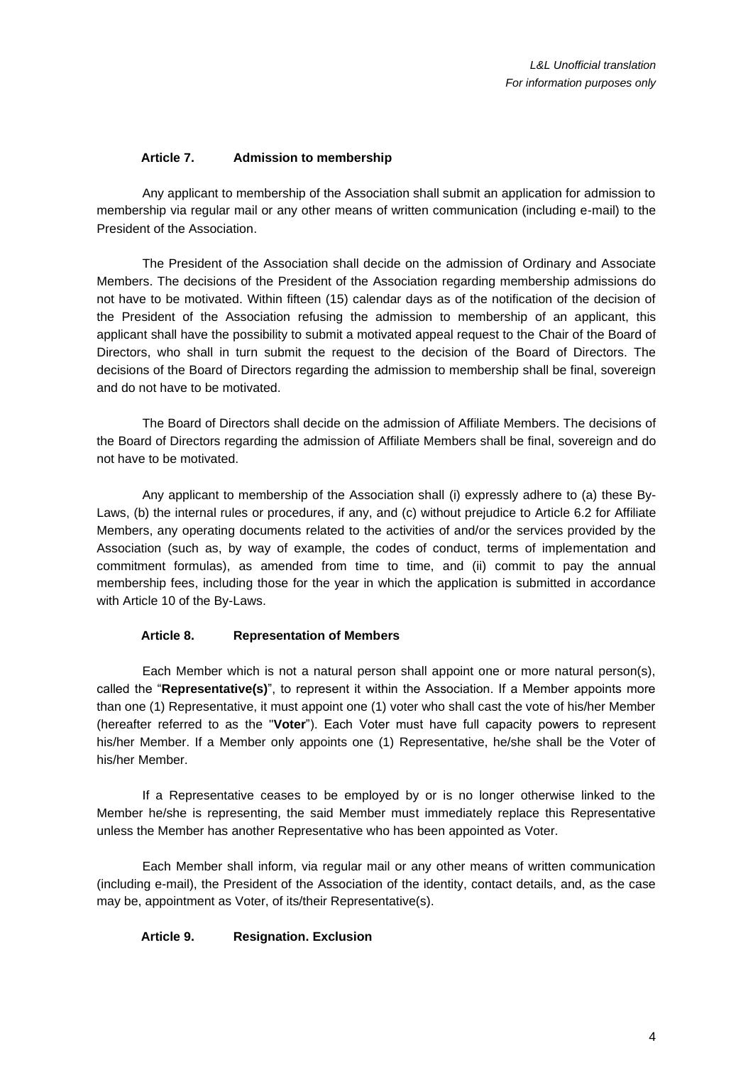*L&L Unofficial translation*
*For information purposes only*

### Article 7. Admission to membership

Any applicant to membership of the Association shall submit an application for admission to membership via regular mail or any other means of written communication (including e-mail) to the President of the Association.

The President of the Association shall decide on the admission of Ordinary and Associate Members. The decisions of the President of the Association regarding membership admissions do not have to be motivated. Within fifteen (15) calendar days as of the notification of the decision of the President of the Association refusing the admission to membership of an applicant, this applicant shall have the possibility to submit a motivated appeal request to the Chair of the Board of Directors, who shall in turn submit the request to the decision of the Board of Directors. The decisions of the Board of Directors regarding the admission to membership shall be final, sovereign and do not have to be motivated.

The Board of Directors shall decide on the admission of Affiliate Members. The decisions of the Board of Directors regarding the admission of Affiliate Members shall be final, sovereign and do not have to be motivated.

Any applicant to membership of the Association shall (i) expressly adhere to (a) these By-Laws, (b) the internal rules or procedures, if any, and (c) without prejudice to Article 6.2 for Affiliate Members, any operating documents related to the activities of and/or the services provided by the Association (such as, by way of example, the codes of conduct, terms of implementation and commitment formulas), as amended from time to time, and (ii) commit to pay the annual membership fees, including those for the year in which the application is submitted in accordance with Article 10 of the By-Laws.

### Article 8. Representation of Members

Each Member which is not a natural person shall appoint one or more natural person(s), called the "**Representative(s)**", to represent it within the Association. If a Member appoints more than one (1) Representative, it must appoint one (1) voter who shall cast the vote of his/her Member (hereafter referred to as the "**Voter**"). Each Voter must have full capacity powers to represent his/her Member. If a Member only appoints one (1) Representative, he/she shall be the Voter of his/her Member.

If a Representative ceases to be employed by or is no longer otherwise linked to the Member he/she is representing, the said Member must immediately replace this Representative unless the Member has another Representative who has been appointed as Voter.

Each Member shall inform, via regular mail or any other means of written communication (including e-mail), the President of the Association of the identity, contact details, and, as the case may be, appointment as Voter, of its/their Representative(s).

### Article 9. Resignation. Exclusion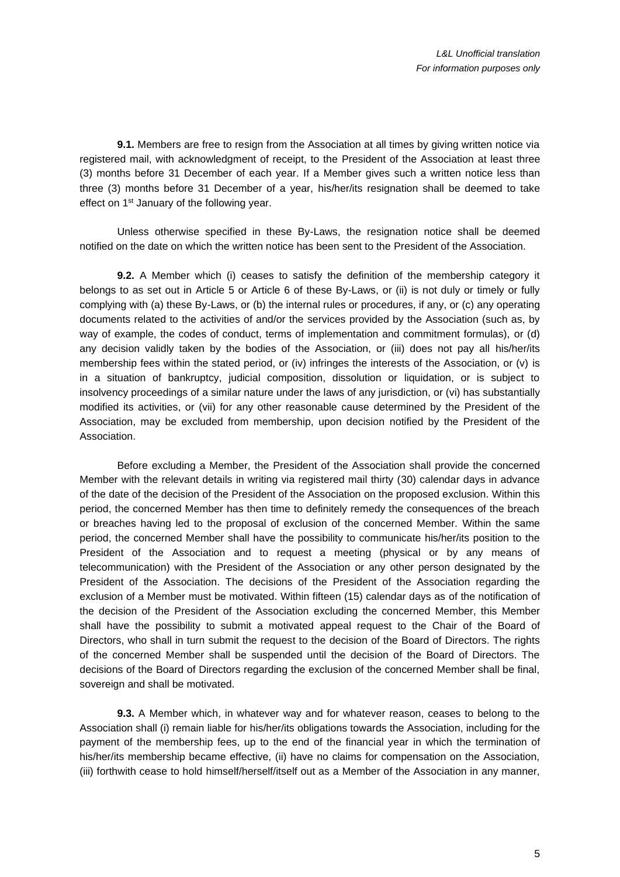**9.1.** Members are free to resign from the Association at all times by giving written notice via registered mail, with acknowledgment of receipt, to the President of the Association at least three (3) months before 31 December of each year. If a Member gives such a written notice less than three (3) months before 31 December of a year, his/her/its resignation shall be deemed to take effect on 1st January of the following year.

Unless otherwise specified in these By-Laws, the resignation notice shall be deemed notified on the date on which the written notice has been sent to the President of the Association.

**9.2.** A Member which (i) ceases to satisfy the definition of the membership category it belongs to as set out in Article 5 or Article 6 of these By-Laws, or (ii) is not duly or timely or fully complying with (a) these By-Laws, or (b) the internal rules or procedures, if any, or (c) any operating documents related to the activities of and/or the services provided by the Association (such as, by way of example, the codes of conduct, terms of implementation and commitment formulas), or (d) any decision validly taken by the bodies of the Association, or (iii) does not pay all his/her/its membership fees within the stated period, or (iv) infringes the interests of the Association, or (v) is in a situation of bankruptcy, judicial composition, dissolution or liquidation, or is subject to insolvency proceedings of a similar nature under the laws of any jurisdiction, or (vi) has substantially modified its activities, or (vii) for any other reasonable cause determined by the President of the Association, may be excluded from membership, upon decision notified by the President of the Association.

Before excluding a Member, the President of the Association shall provide the concerned Member with the relevant details in writing via registered mail thirty (30) calendar days in advance of the date of the decision of the President of the Association on the proposed exclusion. Within this period, the concerned Member has then time to definitely remedy the consequences of the breach or breaches having led to the proposal of exclusion of the concerned Member. Within the same period, the concerned Member shall have the possibility to communicate his/her/its position to the President of the Association and to request a meeting (physical or by any means of telecommunication) with the President of the Association or any other person designated by the President of the Association. The decisions of the President of the Association regarding the exclusion of a Member must be motivated. Within fifteen (15) calendar days as of the notification of the decision of the President of the Association excluding the concerned Member, this Member shall have the possibility to submit a motivated appeal request to the Chair of the Board of Directors, who shall in turn submit the request to the decision of the Board of Directors. The rights of the concerned Member shall be suspended until the decision of the Board of Directors. The decisions of the Board of Directors regarding the exclusion of the concerned Member shall be final, sovereign and shall be motivated.

**9.3.** A Member which, in whatever way and for whatever reason, ceases to belong to the Association shall (i) remain liable for his/her/its obligations towards the Association, including for the payment of the membership fees, up to the end of the financial year in which the termination of his/her/its membership became effective, (ii) have no claims for compensation on the Association, (iii) forthwith cease to hold himself/herself/itself out as a Member of the Association in any manner,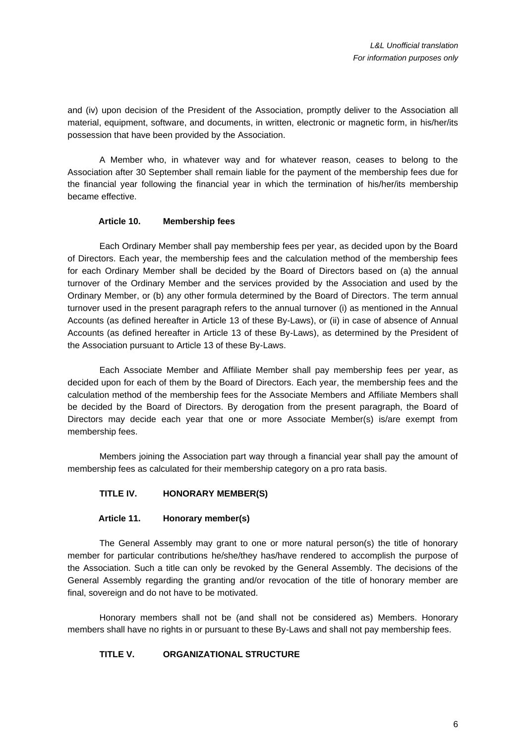and (iv) upon decision of the President of the Association, promptly deliver to the Association all material, equipment, software, and documents, in written, electronic or magnetic form, in his/her/its possession that have been provided by the Association.

A Member who, in whatever way and for whatever reason, ceases to belong to the Association after 30 September shall remain liable for the payment of the membership fees due for the financial year following the financial year in which the termination of his/her/its membership became effective.

### Article 10. Membership fees

Each Ordinary Member shall pay membership fees per year, as decided upon by the Board of Directors. Each year, the membership fees and the calculation method of the membership fees for each Ordinary Member shall be decided by the Board of Directors based on (a) the annual turnover of the Ordinary Member and the services provided by the Association and used by the Ordinary Member, or (b) any other formula determined by the Board of Directors. The term annual turnover used in the present paragraph refers to the annual turnover (i) as mentioned in the Annual Accounts (as defined hereafter in Article 13 of these By-Laws), or (ii) in case of absence of Annual Accounts (as defined hereafter in Article 13 of these By-Laws), as determined by the President of the Association pursuant to Article 13 of these By-Laws.

Each Associate Member and Affiliate Member shall pay membership fees per year, as decided upon for each of them by the Board of Directors. Each year, the membership fees and the calculation method of the membership fees for the Associate Members and Affiliate Members shall be decided by the Board of Directors. By derogation from the present paragraph, the Board of Directors may decide each year that one or more Associate Member(s) is/are exempt from membership fees.

Members joining the Association part way through a financial year shall pay the amount of membership fees as calculated for their membership category on a pro rata basis.

## TITLE IV. HONORARY MEMBER(S)

### Article 11. Honorary member(s)

The General Assembly may grant to one or more natural person(s) the title of honorary member for particular contributions he/she/they has/have rendered to accomplish the purpose of the Association. Such a title can only be revoked by the General Assembly. The decisions of the General Assembly regarding the granting and/or revocation of the title of honorary member are final, sovereign and do not have to be motivated.

Honorary members shall not be (and shall not be considered as) Members. Honorary members shall have no rights in or pursuant to these By-Laws and shall not pay membership fees.

## TITLE V. ORGANIZATIONAL STRUCTURE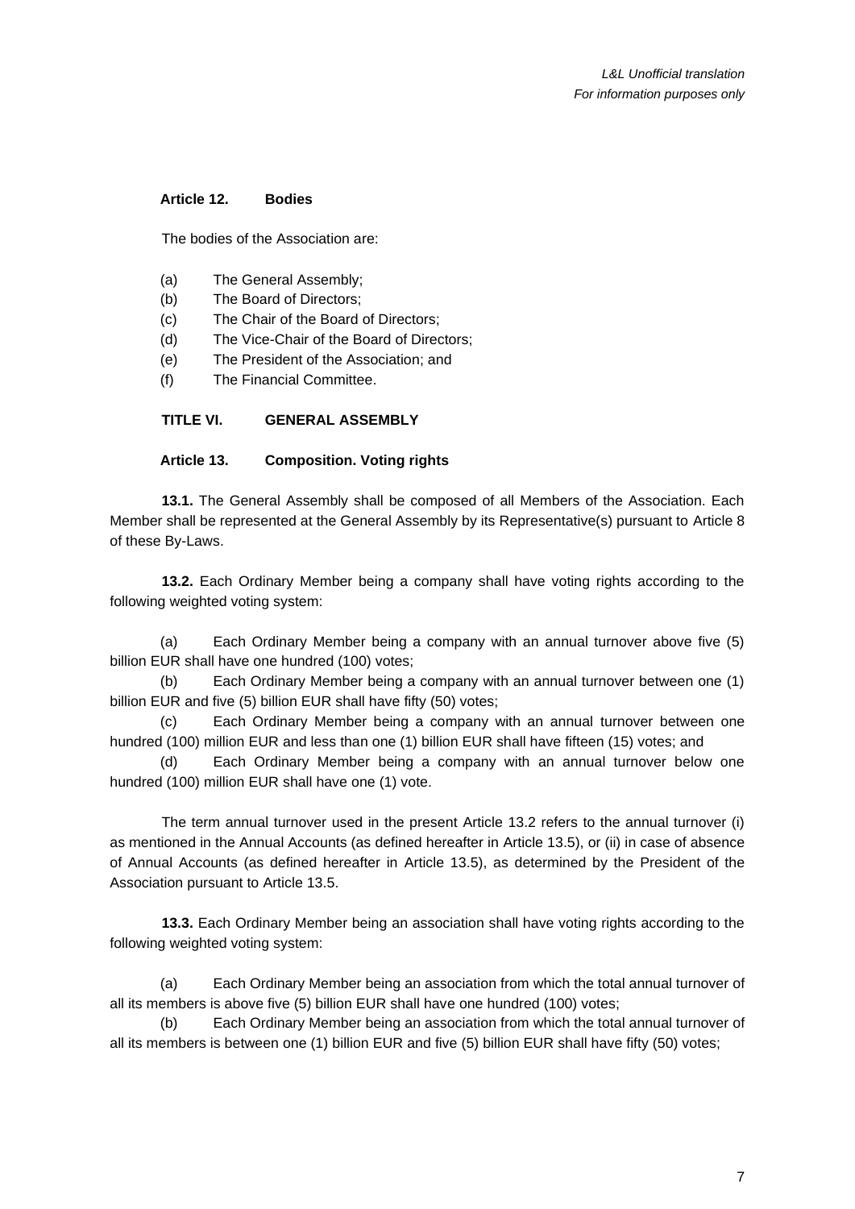*L&L Unofficial translation*
*For information purposes only*

### Article 12. Bodies

The bodies of the Association are:

(a) The General Assembly;
(b) The Board of Directors;
(c) The Chair of the Board of Directors;
(d) The Vice-Chair of the Board of Directors;
(e) The President of the Association; and
(f) The Financial Committee.

## TITLE VI. GENERAL ASSEMBLY

### Article 13. Composition. Voting rights

**13.1.** The General Assembly shall be composed of all Members of the Association. Each Member shall be represented at the General Assembly by its Representative(s) pursuant to Article 8 of these By-Laws.

**13.2.** Each Ordinary Member being a company shall have voting rights according to the following weighted voting system:

(a) Each Ordinary Member being a company with an annual turnover above five (5) billion EUR shall have one hundred (100) votes;

(b) Each Ordinary Member being a company with an annual turnover between one (1) billion EUR and five (5) billion EUR shall have fifty (50) votes;

(c) Each Ordinary Member being a company with an annual turnover between one hundred (100) million EUR and less than one (1) billion EUR shall have fifteen (15) votes; and

(d) Each Ordinary Member being a company with an annual turnover below one hundred (100) million EUR shall have one (1) vote.

The term annual turnover used in the present Article 13.2 refers to the annual turnover (i) as mentioned in the Annual Accounts (as defined hereafter in Article 13.5), or (ii) in case of absence of Annual Accounts (as defined hereafter in Article 13.5), as determined by the President of the Association pursuant to Article 13.5.

**13.3.** Each Ordinary Member being an association shall have voting rights according to the following weighted voting system:

(a) Each Ordinary Member being an association from which the total annual turnover of all its members is above five (5) billion EUR shall have one hundred (100) votes;

(b) Each Ordinary Member being an association from which the total annual turnover of all its members is between one (1) billion EUR and five (5) billion EUR shall have fifty (50) votes;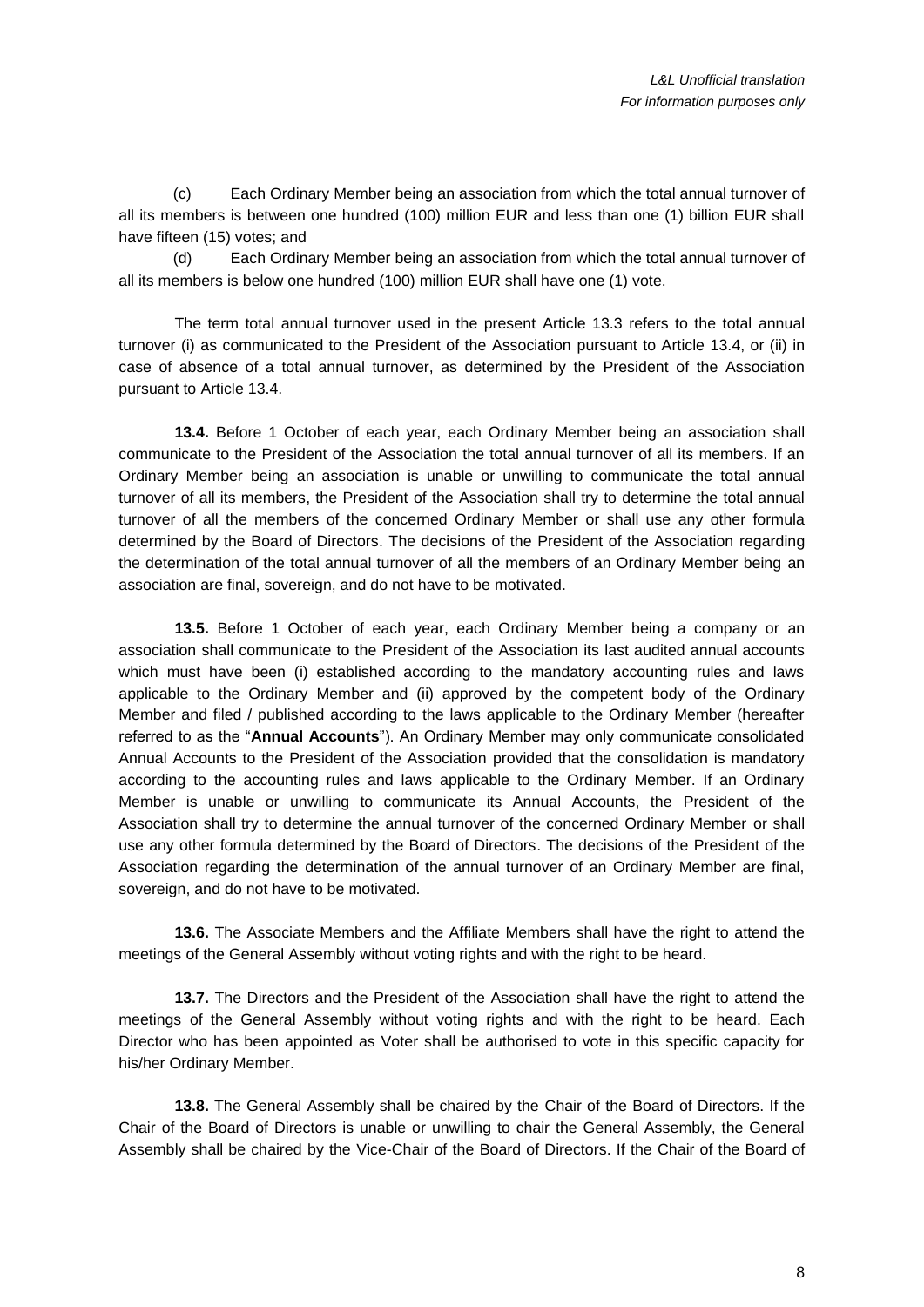(c) Each Ordinary Member being an association from which the total annual turnover of all its members is between one hundred (100) million EUR and less than one (1) billion EUR shall have fifteen (15) votes; and

(d) Each Ordinary Member being an association from which the total annual turnover of all its members is below one hundred (100) million EUR shall have one (1) vote.

The term total annual turnover used in the present Article 13.3 refers to the total annual turnover (i) as communicated to the President of the Association pursuant to Article 13.4, or (ii) in case of absence of a total annual turnover, as determined by the President of the Association pursuant to Article 13.4.

**13.4.** Before 1 October of each year, each Ordinary Member being an association shall communicate to the President of the Association the total annual turnover of all its members. If an Ordinary Member being an association is unable or unwilling to communicate the total annual turnover of all its members, the President of the Association shall try to determine the total annual turnover of all the members of the concerned Ordinary Member or shall use any other formula determined by the Board of Directors. The decisions of the President of the Association regarding the determination of the total annual turnover of all the members of an Ordinary Member being an association are final, sovereign, and do not have to be motivated.

**13.5.** Before 1 October of each year, each Ordinary Member being a company or an association shall communicate to the President of the Association its last audited annual accounts which must have been (i) established according to the mandatory accounting rules and laws applicable to the Ordinary Member and (ii) approved by the competent body of the Ordinary Member and filed / published according to the laws applicable to the Ordinary Member (hereafter referred to as the "**Annual Accounts**"). An Ordinary Member may only communicate consolidated Annual Accounts to the President of the Association provided that the consolidation is mandatory according to the accounting rules and laws applicable to the Ordinary Member. If an Ordinary Member is unable or unwilling to communicate its Annual Accounts, the President of the Association shall try to determine the annual turnover of the concerned Ordinary Member or shall use any other formula determined by the Board of Directors. The decisions of the President of the Association regarding the determination of the annual turnover of an Ordinary Member are final, sovereign, and do not have to be motivated.

**13.6.** The Associate Members and the Affiliate Members shall have the right to attend the meetings of the General Assembly without voting rights and with the right to be heard.

**13.7.** The Directors and the President of the Association shall have the right to attend the meetings of the General Assembly without voting rights and with the right to be heard. Each Director who has been appointed as Voter shall be authorised to vote in this specific capacity for his/her Ordinary Member.

**13.8.** The General Assembly shall be chaired by the Chair of the Board of Directors. If the Chair of the Board of Directors is unable or unwilling to chair the General Assembly, the General Assembly shall be chaired by the Vice-Chair of the Board of Directors. If the Chair of the Board of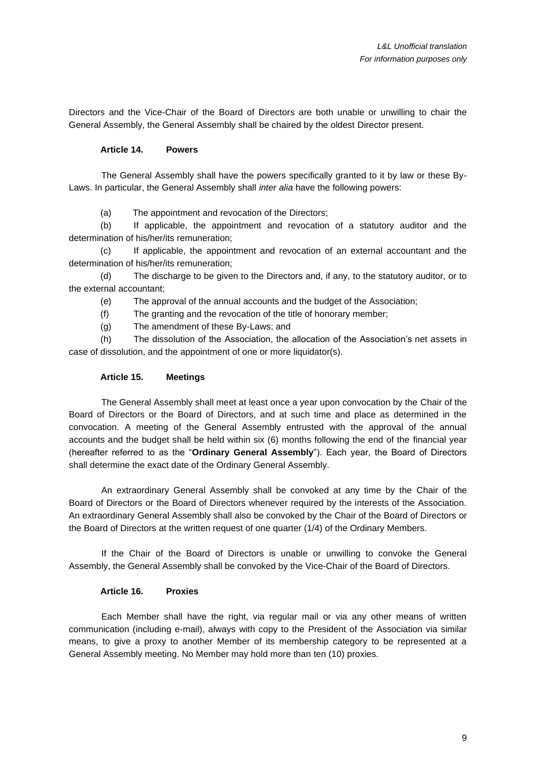Directors and the Vice-Chair of the Board of Directors are both unable or unwilling to chair the General Assembly, the General Assembly shall be chaired by the oldest Director present.

### Article 14. Powers

The General Assembly shall have the powers specifically granted to it by law or these By-Laws. In particular, the General Assembly shall *inter alia* have the following powers:

(a) The appointment and revocation of the Directors;

(b) If applicable, the appointment and revocation of a statutory auditor and the determination of his/her/its remuneration;

(c) If applicable, the appointment and revocation of an external accountant and the determination of his/her/its remuneration;

(d) The discharge to be given to the Directors and, if any, to the statutory auditor, or to the external accountant;

(e) The approval of the annual accounts and the budget of the Association;

(f) The granting and the revocation of the title of honorary member;

(g) The amendment of these By-Laws; and

(h) The dissolution of the Association, the allocation of the Association's net assets in case of dissolution, and the appointment of one or more liquidator(s).

### Article 15. Meetings

The General Assembly shall meet at least once a year upon convocation by the Chair of the Board of Directors or the Board of Directors, and at such time and place as determined in the convocation. A meeting of the General Assembly entrusted with the approval of the annual accounts and the budget shall be held within six (6) months following the end of the financial year (hereafter referred to as the "**Ordinary General Assembly**"). Each year, the Board of Directors shall determine the exact date of the Ordinary General Assembly.

An extraordinary General Assembly shall be convoked at any time by the Chair of the Board of Directors or the Board of Directors whenever required by the interests of the Association. An extraordinary General Assembly shall also be convoked by the Chair of the Board of Directors or the Board of Directors at the written request of one quarter (1/4) of the Ordinary Members.

If the Chair of the Board of Directors is unable or unwilling to convoke the General Assembly, the General Assembly shall be convoked by the Vice-Chair of the Board of Directors.

### Article 16. Proxies

Each Member shall have the right, via regular mail or via any other means of written communication (including e-mail), always with copy to the President of the Association via similar means, to give a proxy to another Member of its membership category to be represented at a General Assembly meeting. No Member may hold more than ten (10) proxies.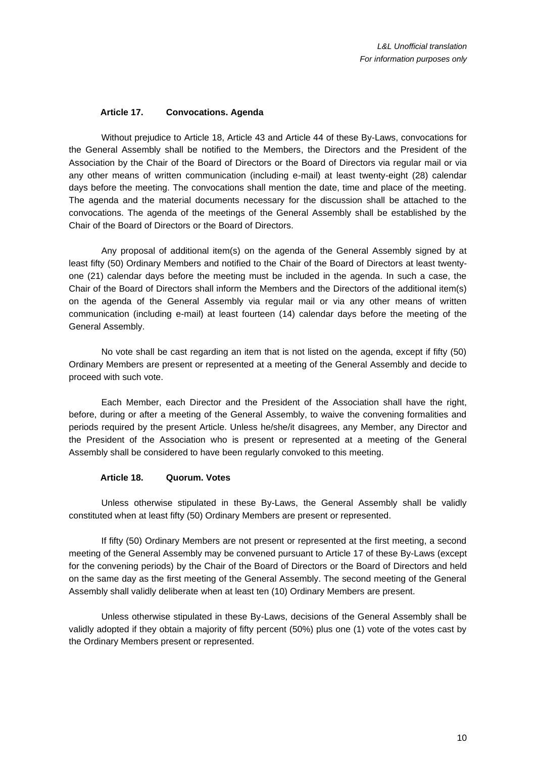*L&L Unofficial translation*
*For information purposes only*

### Article 17. Convocations. Agenda

Without prejudice to Article 18, Article 43 and Article 44 of these By-Laws, convocations for the General Assembly shall be notified to the Members, the Directors and the President of the Association by the Chair of the Board of Directors or the Board of Directors via regular mail or via any other means of written communication (including e-mail) at least twenty-eight (28) calendar days before the meeting. The convocations shall mention the date, time and place of the meeting. The agenda and the material documents necessary for the discussion shall be attached to the convocations. The agenda of the meetings of the General Assembly shall be established by the Chair of the Board of Directors or the Board of Directors.

Any proposal of additional item(s) on the agenda of the General Assembly signed by at least fifty (50) Ordinary Members and notified to the Chair of the Board of Directors at least twenty-one (21) calendar days before the meeting must be included in the agenda. In such a case, the Chair of the Board of Directors shall inform the Members and the Directors of the additional item(s) on the agenda of the General Assembly via regular mail or via any other means of written communication (including e-mail) at least fourteen (14) calendar days before the meeting of the General Assembly.

No vote shall be cast regarding an item that is not listed on the agenda, except if fifty (50) Ordinary Members are present or represented at a meeting of the General Assembly and decide to proceed with such vote.

Each Member, each Director and the President of the Association shall have the right, before, during or after a meeting of the General Assembly, to waive the convening formalities and periods required by the present Article. Unless he/she/it disagrees, any Member, any Director and the President of the Association who is present or represented at a meeting of the General Assembly shall be considered to have been regularly convoked to this meeting.

### Article 18. Quorum. Votes

Unless otherwise stipulated in these By-Laws, the General Assembly shall be validly constituted when at least fifty (50) Ordinary Members are present or represented.

If fifty (50) Ordinary Members are not present or represented at the first meeting, a second meeting of the General Assembly may be convened pursuant to Article 17 of these By-Laws (except for the convening periods) by the Chair of the Board of Directors or the Board of Directors and held on the same day as the first meeting of the General Assembly. The second meeting of the General Assembly shall validly deliberate when at least ten (10) Ordinary Members are present.

Unless otherwise stipulated in these By-Laws, decisions of the General Assembly shall be validly adopted if they obtain a majority of fifty percent (50%) plus one (1) vote of the votes cast by the Ordinary Members present or represented.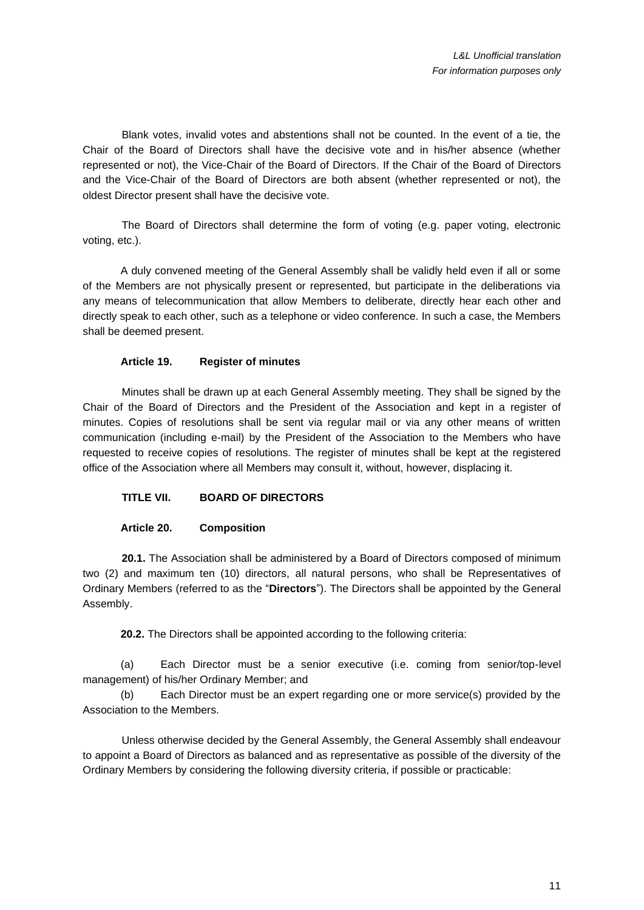Blank votes, invalid votes and abstentions shall not be counted. In the event of a tie, the Chair of the Board of Directors shall have the decisive vote and in his/her absence (whether represented or not), the Vice-Chair of the Board of Directors. If the Chair of the Board of Directors and the Vice-Chair of the Board of Directors are both absent (whether represented or not), the oldest Director present shall have the decisive vote.

The Board of Directors shall determine the form of voting (e.g. paper voting, electronic voting, etc.).

A duly convened meeting of the General Assembly shall be validly held even if all or some of the Members are not physically present or represented, but participate in the deliberations via any means of telecommunication that allow Members to deliberate, directly hear each other and directly speak to each other, such as a telephone or video conference. In such a case, the Members shall be deemed present.

### Article 19. Register of minutes

Minutes shall be drawn up at each General Assembly meeting. They shall be signed by the Chair of the Board of Directors and the President of the Association and kept in a register of minutes. Copies of resolutions shall be sent via regular mail or via any other means of written communication (including e-mail) by the President of the Association to the Members who have requested to receive copies of resolutions. The register of minutes shall be kept at the registered office of the Association where all Members may consult it, without, however, displacing it.

## TITLE VII. BOARD OF DIRECTORS

### Article 20. Composition

**20.1.** The Association shall be administered by a Board of Directors composed of minimum two (2) and maximum ten (10) directors, all natural persons, who shall be Representatives of Ordinary Members (referred to as the "**Directors**"). The Directors shall be appointed by the General Assembly.

**20.2.** The Directors shall be appointed according to the following criteria:

(a) Each Director must be a senior executive (i.e. coming from senior/top-level management) of his/her Ordinary Member; and

(b) Each Director must be an expert regarding one or more service(s) provided by the Association to the Members.

Unless otherwise decided by the General Assembly, the General Assembly shall endeavour to appoint a Board of Directors as balanced and as representative as possible of the diversity of the Ordinary Members by considering the following diversity criteria, if possible or practicable: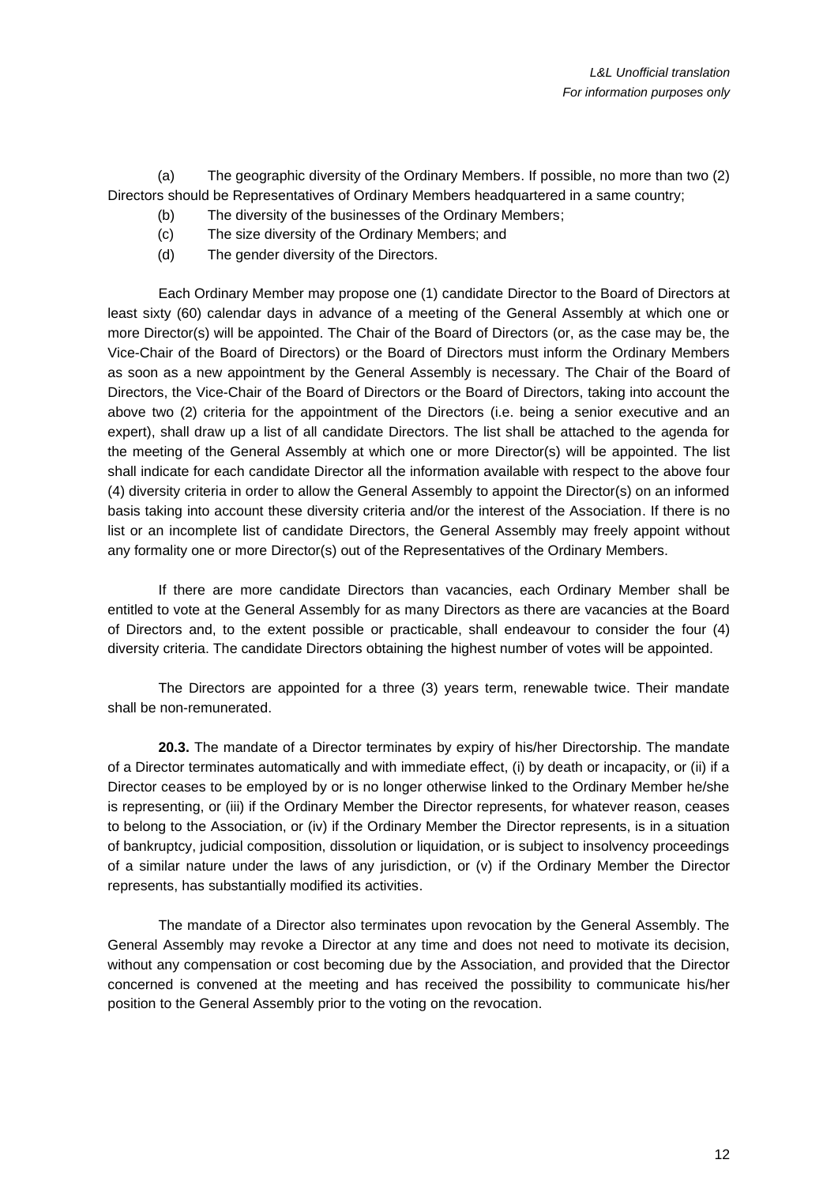(a) The geographic diversity of the Ordinary Members. If possible, no more than two (2) Directors should be Representatives of Ordinary Members headquartered in a same country;

(b) The diversity of the businesses of the Ordinary Members;

(c) The size diversity of the Ordinary Members; and

(d) The gender diversity of the Directors.

Each Ordinary Member may propose one (1) candidate Director to the Board of Directors at least sixty (60) calendar days in advance of a meeting of the General Assembly at which one or more Director(s) will be appointed. The Chair of the Board of Directors (or, as the case may be, the Vice-Chair of the Board of Directors) or the Board of Directors must inform the Ordinary Members as soon as a new appointment by the General Assembly is necessary. The Chair of the Board of Directors, the Vice-Chair of the Board of Directors or the Board of Directors, taking into account the above two (2) criteria for the appointment of the Directors (i.e. being a senior executive and an expert), shall draw up a list of all candidate Directors. The list shall be attached to the agenda for the meeting of the General Assembly at which one or more Director(s) will be appointed. The list shall indicate for each candidate Director all the information available with respect to the above four (4) diversity criteria in order to allow the General Assembly to appoint the Director(s) on an informed basis taking into account these diversity criteria and/or the interest of the Association. If there is no list or an incomplete list of candidate Directors, the General Assembly may freely appoint without any formality one or more Director(s) out of the Representatives of the Ordinary Members.

If there are more candidate Directors than vacancies, each Ordinary Member shall be entitled to vote at the General Assembly for as many Directors as there are vacancies at the Board of Directors and, to the extent possible or practicable, shall endeavour to consider the four (4) diversity criteria. The candidate Directors obtaining the highest number of votes will be appointed.

The Directors are appointed for a three (3) years term, renewable twice. Their mandate shall be non-remunerated.

**20.3.** The mandate of a Director terminates by expiry of his/her Directorship. The mandate of a Director terminates automatically and with immediate effect, (i) by death or incapacity, or (ii) if a Director ceases to be employed by or is no longer otherwise linked to the Ordinary Member he/she is representing, or (iii) if the Ordinary Member the Director represents, for whatever reason, ceases to belong to the Association, or (iv) if the Ordinary Member the Director represents, is in a situation of bankruptcy, judicial composition, dissolution or liquidation, or is subject to insolvency proceedings of a similar nature under the laws of any jurisdiction, or (v) if the Ordinary Member the Director represents, has substantially modified its activities.

The mandate of a Director also terminates upon revocation by the General Assembly. The General Assembly may revoke a Director at any time and does not need to motivate its decision, without any compensation or cost becoming due by the Association, and provided that the Director concerned is convened at the meeting and has received the possibility to communicate his/her position to the General Assembly prior to the voting on the revocation.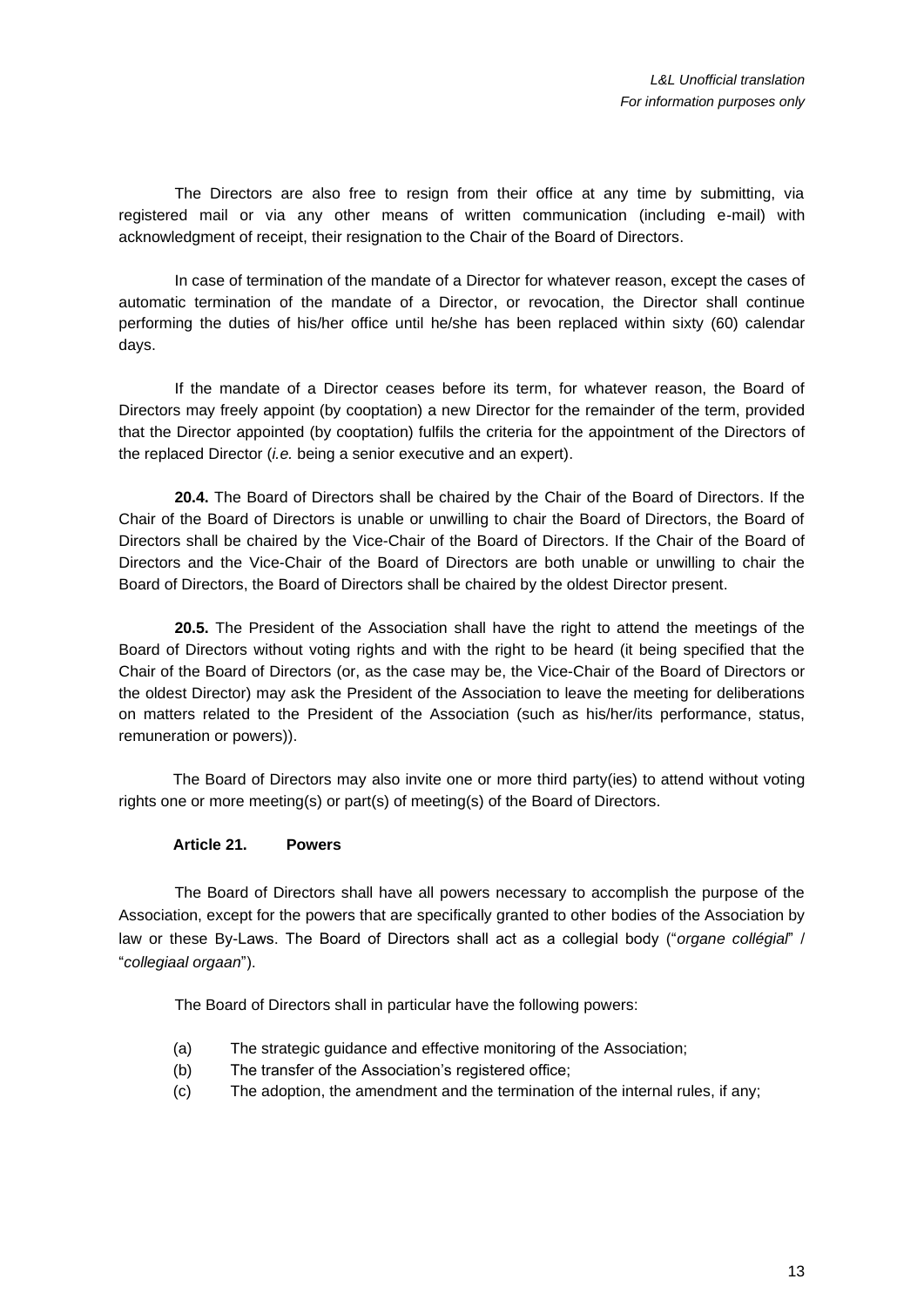The Directors are also free to resign from their office at any time by submitting, via registered mail or via any other means of written communication (including e-mail) with acknowledgment of receipt, their resignation to the Chair of the Board of Directors.

In case of termination of the mandate of a Director for whatever reason, except the cases of automatic termination of the mandate of a Director, or revocation, the Director shall continue performing the duties of his/her office until he/she has been replaced within sixty (60) calendar days.

If the mandate of a Director ceases before its term, for whatever reason, the Board of Directors may freely appoint (by cooptation) a new Director for the remainder of the term, provided that the Director appointed (by cooptation) fulfils the criteria for the appointment of the Directors of the replaced Director (*i.e.* being a senior executive and an expert).

**20.4.** The Board of Directors shall be chaired by the Chair of the Board of Directors. If the Chair of the Board of Directors is unable or unwilling to chair the Board of Directors, the Board of Directors shall be chaired by the Vice-Chair of the Board of Directors. If the Chair of the Board of Directors and the Vice-Chair of the Board of Directors are both unable or unwilling to chair the Board of Directors, the Board of Directors shall be chaired by the oldest Director present.

**20.5.** The President of the Association shall have the right to attend the meetings of the Board of Directors without voting rights and with the right to be heard (it being specified that the Chair of the Board of Directors (or, as the case may be, the Vice-Chair of the Board of Directors or the oldest Director) may ask the President of the Association to leave the meeting for deliberations on matters related to the President of the Association (such as his/her/its performance, status, remuneration or powers)).

The Board of Directors may also invite one or more third party(ies) to attend without voting rights one or more meeting(s) or part(s) of meeting(s) of the Board of Directors.

### Article 21. Powers

The Board of Directors shall have all powers necessary to accomplish the purpose of the Association, except for the powers that are specifically granted to other bodies of the Association by law or these By-Laws. The Board of Directors shall act as a collegial body ("*organe collégial*" / "*collegiaal orgaan*").

The Board of Directors shall in particular have the following powers:

(a) The strategic guidance and effective monitoring of the Association;
(b) The transfer of the Association's registered office;
(c) The adoption, the amendment and the termination of the internal rules, if any;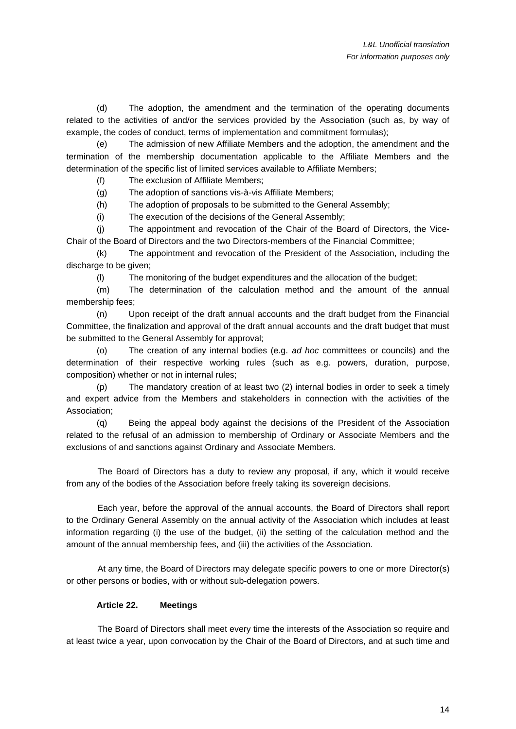(d) The adoption, the amendment and the termination of the operating documents related to the activities of and/or the services provided by the Association (such as, by way of example, the codes of conduct, terms of implementation and commitment formulas);

(e) The admission of new Affiliate Members and the adoption, the amendment and the termination of the membership documentation applicable to the Affiliate Members and the determination of the specific list of limited services available to Affiliate Members;

(f) The exclusion of Affiliate Members;

(g) The adoption of sanctions vis-à-vis Affiliate Members;

(h) The adoption of proposals to be submitted to the General Assembly;

(i) The execution of the decisions of the General Assembly;

(j) The appointment and revocation of the Chair of the Board of Directors, the Vice-Chair of the Board of Directors and the two Directors-members of the Financial Committee;

(k) The appointment and revocation of the President of the Association, including the discharge to be given;

(l) The monitoring of the budget expenditures and the allocation of the budget;

(m) The determination of the calculation method and the amount of the annual membership fees;

(n) Upon receipt of the draft annual accounts and the draft budget from the Financial Committee, the finalization and approval of the draft annual accounts and the draft budget that must be submitted to the General Assembly for approval;

(o) The creation of any internal bodies (e.g. *ad hoc* committees or councils) and the determination of their respective working rules (such as e.g. powers, duration, purpose, composition) whether or not in internal rules;

(p) The mandatory creation of at least two (2) internal bodies in order to seek a timely and expert advice from the Members and stakeholders in connection with the activities of the Association;

(q) Being the appeal body against the decisions of the President of the Association related to the refusal of an admission to membership of Ordinary or Associate Members and the exclusions of and sanctions against Ordinary and Associate Members.

The Board of Directors has a duty to review any proposal, if any, which it would receive from any of the bodies of the Association before freely taking its sovereign decisions.

Each year, before the approval of the annual accounts, the Board of Directors shall report to the Ordinary General Assembly on the annual activity of the Association which includes at least information regarding (i) the use of the budget, (ii) the setting of the calculation method and the amount of the annual membership fees, and (iii) the activities of the Association.

At any time, the Board of Directors may delegate specific powers to one or more Director(s) or other persons or bodies, with or without sub-delegation powers.

### Article 22. Meetings

The Board of Directors shall meet every time the interests of the Association so require and at least twice a year, upon convocation by the Chair of the Board of Directors, and at such time and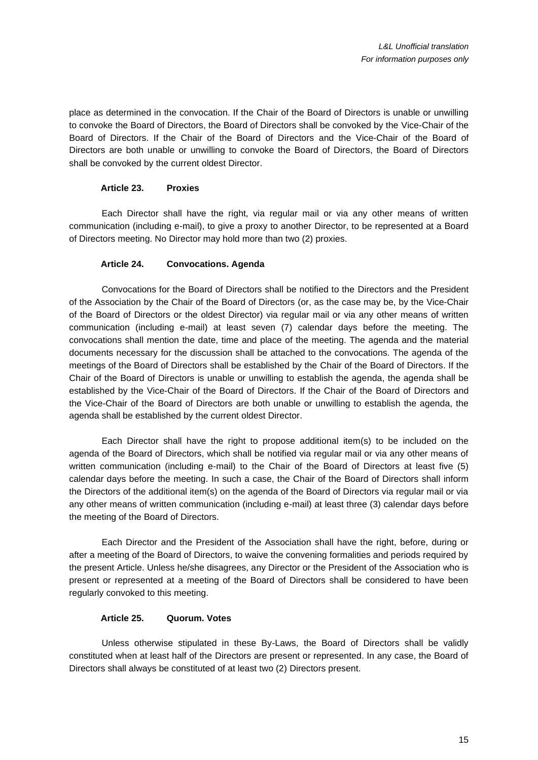place as determined in the convocation. If the Chair of the Board of Directors is unable or unwilling to convoke the Board of Directors, the Board of Directors shall be convoked by the Vice-Chair of the Board of Directors. If the Chair of the Board of Directors and the Vice-Chair of the Board of Directors are both unable or unwilling to convoke the Board of Directors, the Board of Directors shall be convoked by the current oldest Director.

### Article 23. Proxies

Each Director shall have the right, via regular mail or via any other means of written communication (including e-mail), to give a proxy to another Director, to be represented at a Board of Directors meeting. No Director may hold more than two (2) proxies.

### Article 24. Convocations. Agenda

Convocations for the Board of Directors shall be notified to the Directors and the President of the Association by the Chair of the Board of Directors (or, as the case may be, by the Vice-Chair of the Board of Directors or the oldest Director) via regular mail or via any other means of written communication (including e-mail) at least seven (7) calendar days before the meeting. The convocations shall mention the date, time and place of the meeting. The agenda and the material documents necessary for the discussion shall be attached to the convocations. The agenda of the meetings of the Board of Directors shall be established by the Chair of the Board of Directors. If the Chair of the Board of Directors is unable or unwilling to establish the agenda, the agenda shall be established by the Vice-Chair of the Board of Directors. If the Chair of the Board of Directors and the Vice-Chair of the Board of Directors are both unable or unwilling to establish the agenda, the agenda shall be established by the current oldest Director.

Each Director shall have the right to propose additional item(s) to be included on the agenda of the Board of Directors, which shall be notified via regular mail or via any other means of written communication (including e-mail) to the Chair of the Board of Directors at least five (5) calendar days before the meeting. In such a case, the Chair of the Board of Directors shall inform the Directors of the additional item(s) on the agenda of the Board of Directors via regular mail or via any other means of written communication (including e-mail) at least three (3) calendar days before the meeting of the Board of Directors.

Each Director and the President of the Association shall have the right, before, during or after a meeting of the Board of Directors, to waive the convening formalities and periods required by the present Article. Unless he/she disagrees, any Director or the President of the Association who is present or represented at a meeting of the Board of Directors shall be considered to have been regularly convoked to this meeting.

### Article 25. Quorum. Votes

Unless otherwise stipulated in these By-Laws, the Board of Directors shall be validly constituted when at least half of the Directors are present or represented. In any case, the Board of Directors shall always be constituted of at least two (2) Directors present.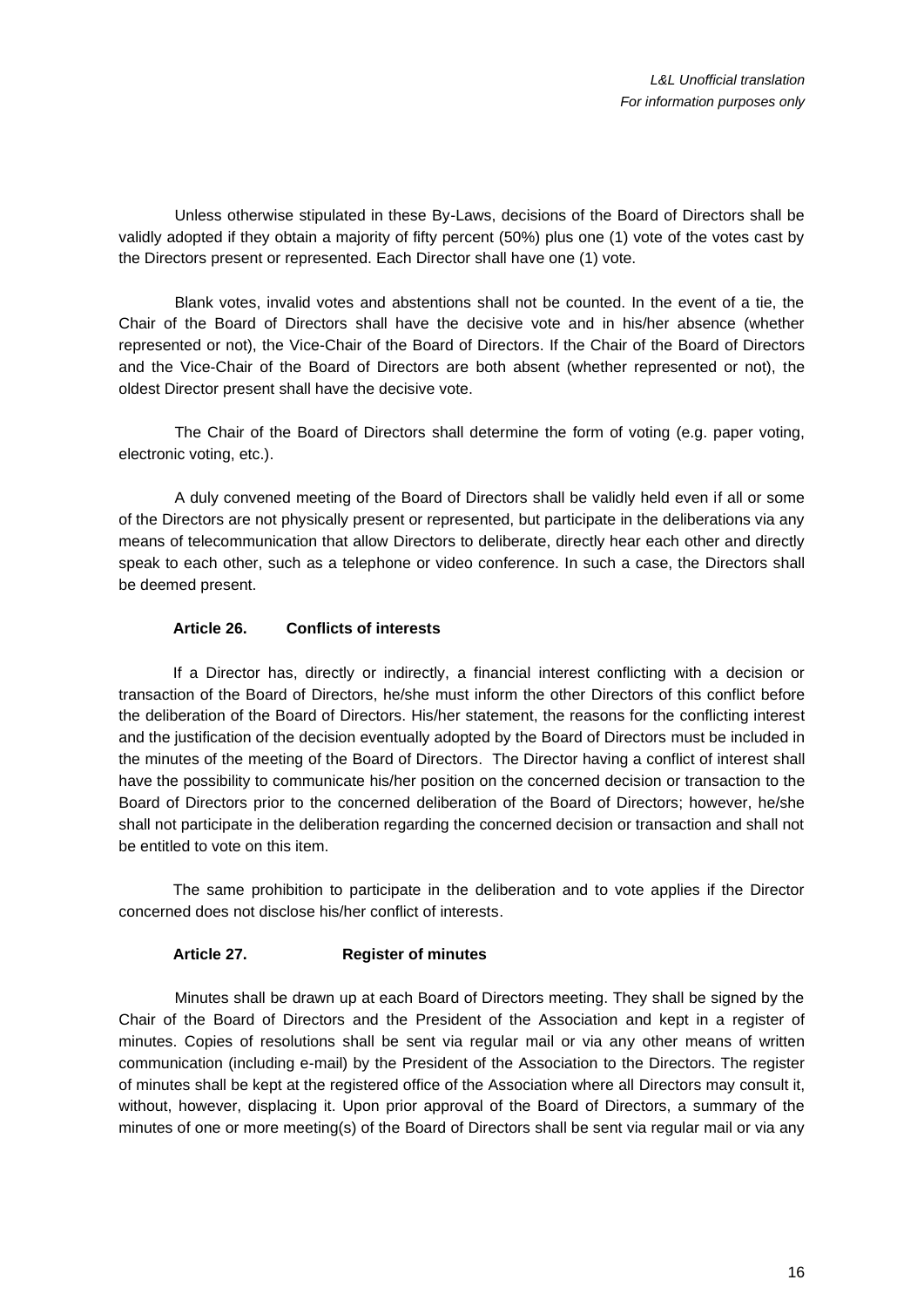Unless otherwise stipulated in these By-Laws, decisions of the Board of Directors shall be validly adopted if they obtain a majority of fifty percent (50%) plus one (1) vote of the votes cast by the Directors present or represented. Each Director shall have one (1) vote.

Blank votes, invalid votes and abstentions shall not be counted. In the event of a tie, the Chair of the Board of Directors shall have the decisive vote and in his/her absence (whether represented or not), the Vice-Chair of the Board of Directors. If the Chair of the Board of Directors and the Vice-Chair of the Board of Directors are both absent (whether represented or not), the oldest Director present shall have the decisive vote.

The Chair of the Board of Directors shall determine the form of voting (e.g. paper voting, electronic voting, etc.).

A duly convened meeting of the Board of Directors shall be validly held even if all or some of the Directors are not physically present or represented, but participate in the deliberations via any means of telecommunication that allow Directors to deliberate, directly hear each other and directly speak to each other, such as a telephone or video conference. In such a case, the Directors shall be deemed present.

### Article 26. Conflicts of interests

If a Director has, directly or indirectly, a financial interest conflicting with a decision or transaction of the Board of Directors, he/she must inform the other Directors of this conflict before the deliberation of the Board of Directors. His/her statement, the reasons for the conflicting interest and the justification of the decision eventually adopted by the Board of Directors must be included in the minutes of the meeting of the Board of Directors. The Director having a conflict of interest shall have the possibility to communicate his/her position on the concerned decision or transaction to the Board of Directors prior to the concerned deliberation of the Board of Directors; however, he/she shall not participate in the deliberation regarding the concerned decision or transaction and shall not be entitled to vote on this item.

The same prohibition to participate in the deliberation and to vote applies if the Director concerned does not disclose his/her conflict of interests.

### Article 27. Register of minutes

Minutes shall be drawn up at each Board of Directors meeting. They shall be signed by the Chair of the Board of Directors and the President of the Association and kept in a register of minutes. Copies of resolutions shall be sent via regular mail or via any other means of written communication (including e-mail) by the President of the Association to the Directors. The register of minutes shall be kept at the registered office of the Association where all Directors may consult it, without, however, displacing it. Upon prior approval of the Board of Directors, a summary of the minutes of one or more meeting(s) of the Board of Directors shall be sent via regular mail or via any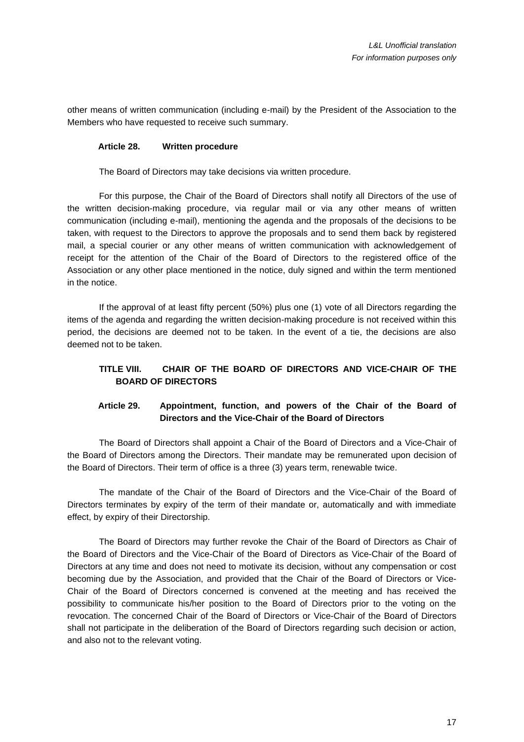other means of written communication (including e-mail) by the President of the Association to the Members who have requested to receive such summary.

### Article 28. Written procedure

The Board of Directors may take decisions via written procedure.

For this purpose, the Chair of the Board of Directors shall notify all Directors of the use of the written decision-making procedure, via regular mail or via any other means of written communication (including e-mail), mentioning the agenda and the proposals of the decisions to be taken, with request to the Directors to approve the proposals and to send them back by registered mail, a special courier or any other means of written communication with acknowledgement of receipt for the attention of the Chair of the Board of Directors to the registered office of the Association or any other place mentioned in the notice, duly signed and within the term mentioned in the notice.

If the approval of at least fifty percent (50%) plus one (1) vote of all Directors regarding the items of the agenda and regarding the written decision-making procedure is not received within this period, the decisions are deemed not to be taken. In the event of a tie, the decisions are also deemed not to be taken.

## TITLE VIII. CHAIR OF THE BOARD OF DIRECTORS AND VICE-CHAIR OF THE BOARD OF DIRECTORS

### Article 29. Appointment, function, and powers of the Chair of the Board of Directors and the Vice-Chair of the Board of Directors

The Board of Directors shall appoint a Chair of the Board of Directors and a Vice-Chair of the Board of Directors among the Directors. Their mandate may be remunerated upon decision of the Board of Directors. Their term of office is a three (3) years term, renewable twice.

The mandate of the Chair of the Board of Directors and the Vice-Chair of the Board of Directors terminates by expiry of the term of their mandate or, automatically and with immediate effect, by expiry of their Directorship.

The Board of Directors may further revoke the Chair of the Board of Directors as Chair of the Board of Directors and the Vice-Chair of the Board of Directors as Vice-Chair of the Board of Directors at any time and does not need to motivate its decision, without any compensation or cost becoming due by the Association, and provided that the Chair of the Board of Directors or Vice-Chair of the Board of Directors concerned is convened at the meeting and has received the possibility to communicate his/her position to the Board of Directors prior to the voting on the revocation. The concerned Chair of the Board of Directors or Vice-Chair of the Board of Directors shall not participate in the deliberation of the Board of Directors regarding such decision or action, and also not to the relevant voting.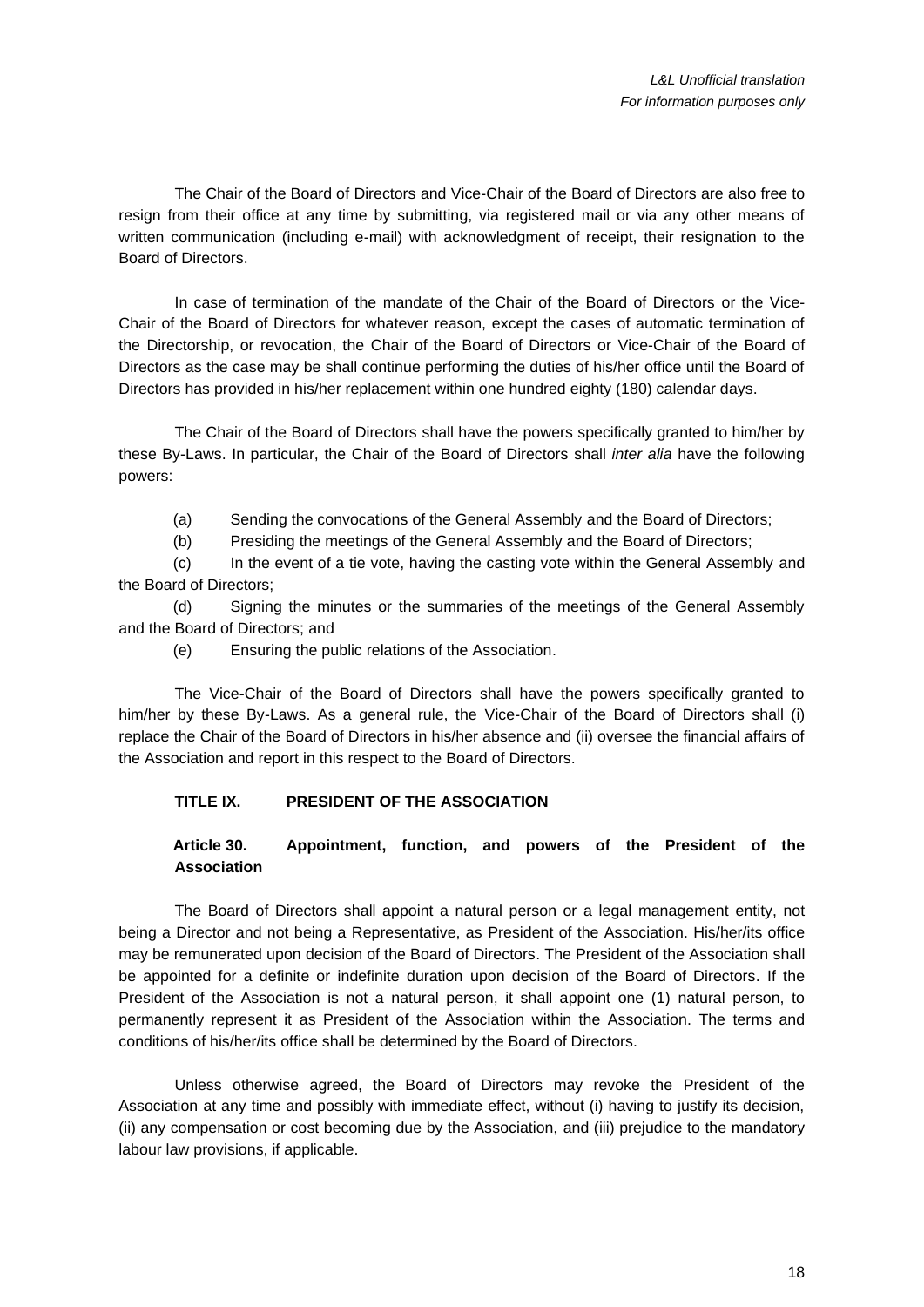The Chair of the Board of Directors and Vice-Chair of the Board of Directors are also free to resign from their office at any time by submitting, via registered mail or via any other means of written communication (including e-mail) with acknowledgment of receipt, their resignation to the Board of Directors.

In case of termination of the mandate of the Chair of the Board of Directors or the Vice-Chair of the Board of Directors for whatever reason, except the cases of automatic termination of the Directorship, or revocation, the Chair of the Board of Directors or Vice-Chair of the Board of Directors as the case may be shall continue performing the duties of his/her office until the Board of Directors has provided in his/her replacement within one hundred eighty (180) calendar days.

The Chair of the Board of Directors shall have the powers specifically granted to him/her by these By-Laws. In particular, the Chair of the Board of Directors shall *inter alia* have the following powers:

(a) Sending the convocations of the General Assembly and the Board of Directors;

(b) Presiding the meetings of the General Assembly and the Board of Directors;

(c) In the event of a tie vote, having the casting vote within the General Assembly and the Board of Directors;

(d) Signing the minutes or the summaries of the meetings of the General Assembly and the Board of Directors; and

(e) Ensuring the public relations of the Association.

The Vice-Chair of the Board of Directors shall have the powers specifically granted to him/her by these By-Laws. As a general rule, the Vice-Chair of the Board of Directors shall (i) replace the Chair of the Board of Directors in his/her absence and (ii) oversee the financial affairs of the Association and report in this respect to the Board of Directors.

## TITLE IX. PRESIDENT OF THE ASSOCIATION

### Article 30. Appointment, function, and powers of the President of the Association

The Board of Directors shall appoint a natural person or a legal management entity, not being a Director and not being a Representative, as President of the Association. His/her/its office may be remunerated upon decision of the Board of Directors. The President of the Association shall be appointed for a definite or indefinite duration upon decision of the Board of Directors. If the President of the Association is not a natural person, it shall appoint one (1) natural person, to permanently represent it as President of the Association within the Association. The terms and conditions of his/her/its office shall be determined by the Board of Directors.

Unless otherwise agreed, the Board of Directors may revoke the President of the Association at any time and possibly with immediate effect, without (i) having to justify its decision, (ii) any compensation or cost becoming due by the Association, and (iii) prejudice to the mandatory labour law provisions, if applicable.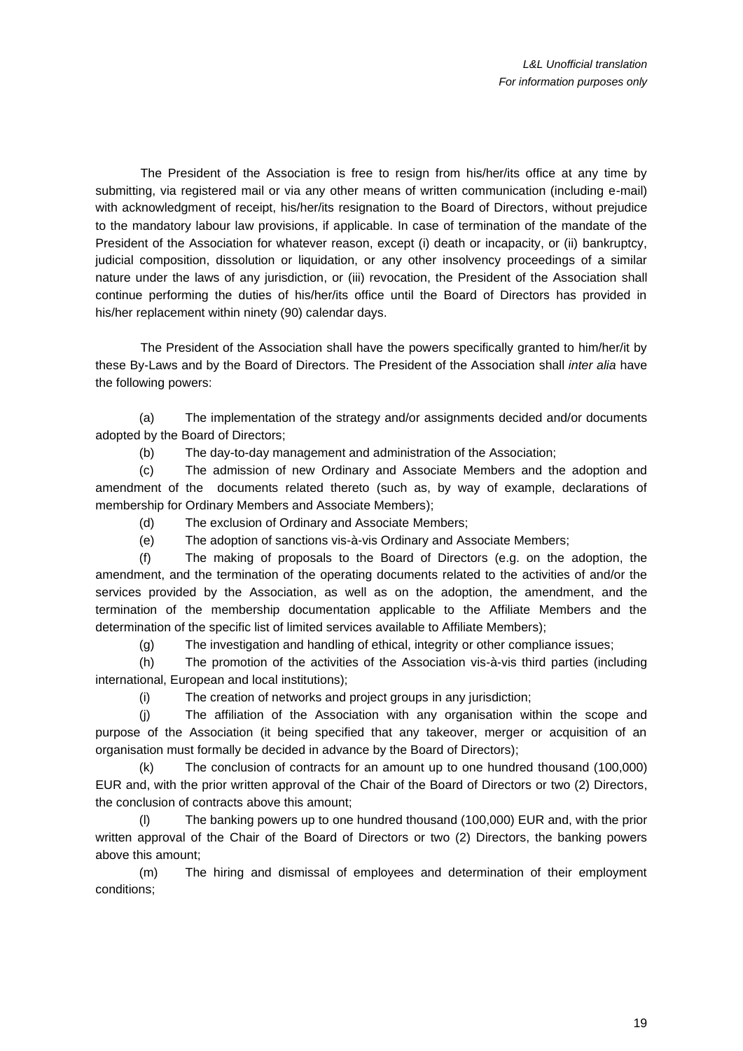The President of the Association is free to resign from his/her/its office at any time by submitting, via registered mail or via any other means of written communication (including e-mail) with acknowledgment of receipt, his/her/its resignation to the Board of Directors, without prejudice to the mandatory labour law provisions, if applicable. In case of termination of the mandate of the President of the Association for whatever reason, except (i) death or incapacity, or (ii) bankruptcy, judicial composition, dissolution or liquidation, or any other insolvency proceedings of a similar nature under the laws of any jurisdiction, or (iii) revocation, the President of the Association shall continue performing the duties of his/her/its office until the Board of Directors has provided in his/her replacement within ninety (90) calendar days.

The President of the Association shall have the powers specifically granted to him/her/it by these By-Laws and by the Board of Directors. The President of the Association shall *inter alia* have the following powers:

(a) The implementation of the strategy and/or assignments decided and/or documents adopted by the Board of Directors;

(b) The day-to-day management and administration of the Association;

(c) The admission of new Ordinary and Associate Members and the adoption and amendment of the documents related thereto (such as, by way of example, declarations of membership for Ordinary Members and Associate Members);

(d) The exclusion of Ordinary and Associate Members;

(e) The adoption of sanctions vis-à-vis Ordinary and Associate Members;

(f) The making of proposals to the Board of Directors (e.g. on the adoption, the amendment, and the termination of the operating documents related to the activities of and/or the services provided by the Association, as well as on the adoption, the amendment, and the termination of the membership documentation applicable to the Affiliate Members and the determination of the specific list of limited services available to Affiliate Members);

(g) The investigation and handling of ethical, integrity or other compliance issues;

(h) The promotion of the activities of the Association vis-à-vis third parties (including international, European and local institutions);

(i) The creation of networks and project groups in any jurisdiction;

(j) The affiliation of the Association with any organisation within the scope and purpose of the Association (it being specified that any takeover, merger or acquisition of an organisation must formally be decided in advance by the Board of Directors);

(k) The conclusion of contracts for an amount up to one hundred thousand (100,000) EUR and, with the prior written approval of the Chair of the Board of Directors or two (2) Directors, the conclusion of contracts above this amount;

(l) The banking powers up to one hundred thousand (100,000) EUR and, with the prior written approval of the Chair of the Board of Directors or two (2) Directors, the banking powers above this amount;

(m) The hiring and dismissal of employees and determination of their employment conditions;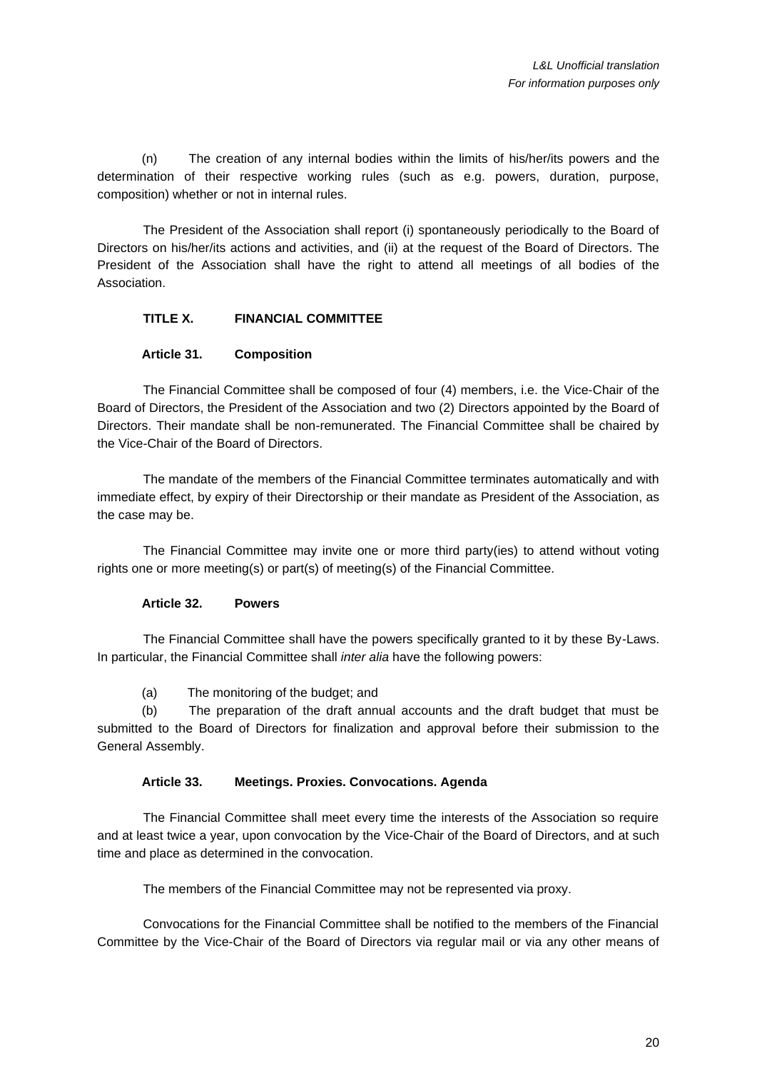(n) The creation of any internal bodies within the limits of his/her/its powers and the determination of their respective working rules (such as e.g. powers, duration, purpose, composition) whether or not in internal rules.

The President of the Association shall report (i) spontaneously periodically to the Board of Directors on his/her/its actions and activities, and (ii) at the request of the Board of Directors. The President of the Association shall have the right to attend all meetings of all bodies of the Association.

## TITLE X. FINANCIAL COMMITTEE

### Article 31. Composition

The Financial Committee shall be composed of four (4) members, i.e. the Vice-Chair of the Board of Directors, the President of the Association and two (2) Directors appointed by the Board of Directors. Their mandate shall be non-remunerated. The Financial Committee shall be chaired by the Vice-Chair of the Board of Directors.

The mandate of the members of the Financial Committee terminates automatically and with immediate effect, by expiry of their Directorship or their mandate as President of the Association, as the case may be.

The Financial Committee may invite one or more third party(ies) to attend without voting rights one or more meeting(s) or part(s) of meeting(s) of the Financial Committee.

### Article 32. Powers

The Financial Committee shall have the powers specifically granted to it by these By-Laws. In particular, the Financial Committee shall *inter alia* have the following powers:

(a) The monitoring of the budget; and

(b) The preparation of the draft annual accounts and the draft budget that must be submitted to the Board of Directors for finalization and approval before their submission to the General Assembly.

### Article 33. Meetings. Proxies. Convocations. Agenda

The Financial Committee shall meet every time the interests of the Association so require and at least twice a year, upon convocation by the Vice-Chair of the Board of Directors, and at such time and place as determined in the convocation.

The members of the Financial Committee may not be represented via proxy.

Convocations for the Financial Committee shall be notified to the members of the Financial Committee by the Vice-Chair of the Board of Directors via regular mail or via any other means of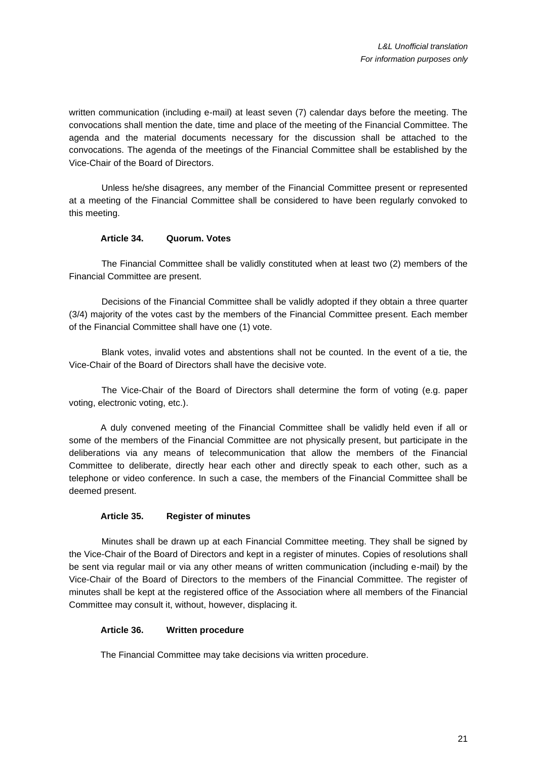written communication (including e-mail) at least seven (7) calendar days before the meeting. The convocations shall mention the date, time and place of the meeting of the Financial Committee. The agenda and the material documents necessary for the discussion shall be attached to the convocations. The agenda of the meetings of the Financial Committee shall be established by the Vice-Chair of the Board of Directors.

Unless he/she disagrees, any member of the Financial Committee present or represented at a meeting of the Financial Committee shall be considered to have been regularly convoked to this meeting.

#### Article 34. Quorum. Votes

The Financial Committee shall be validly constituted when at least two (2) members of the Financial Committee are present.

Decisions of the Financial Committee shall be validly adopted if they obtain a three quarter (3/4) majority of the votes cast by the members of the Financial Committee present. Each member of the Financial Committee shall have one (1) vote.

Blank votes, invalid votes and abstentions shall not be counted. In the event of a tie, the Vice-Chair of the Board of Directors shall have the decisive vote.

The Vice-Chair of the Board of Directors shall determine the form of voting (e.g. paper voting, electronic voting, etc.).

A duly convened meeting of the Financial Committee shall be validly held even if all or some of the members of the Financial Committee are not physically present, but participate in the deliberations via any means of telecommunication that allow the members of the Financial Committee to deliberate, directly hear each other and directly speak to each other, such as a telephone or video conference. In such a case, the members of the Financial Committee shall be deemed present.

#### Article 35. Register of minutes

Minutes shall be drawn up at each Financial Committee meeting. They shall be signed by the Vice-Chair of the Board of Directors and kept in a register of minutes. Copies of resolutions shall be sent via regular mail or via any other means of written communication (including e-mail) by the Vice-Chair of the Board of Directors to the members of the Financial Committee. The register of minutes shall be kept at the registered office of the Association where all members of the Financial Committee may consult it, without, however, displacing it.

#### Article 36. Written procedure

The Financial Committee may take decisions via written procedure.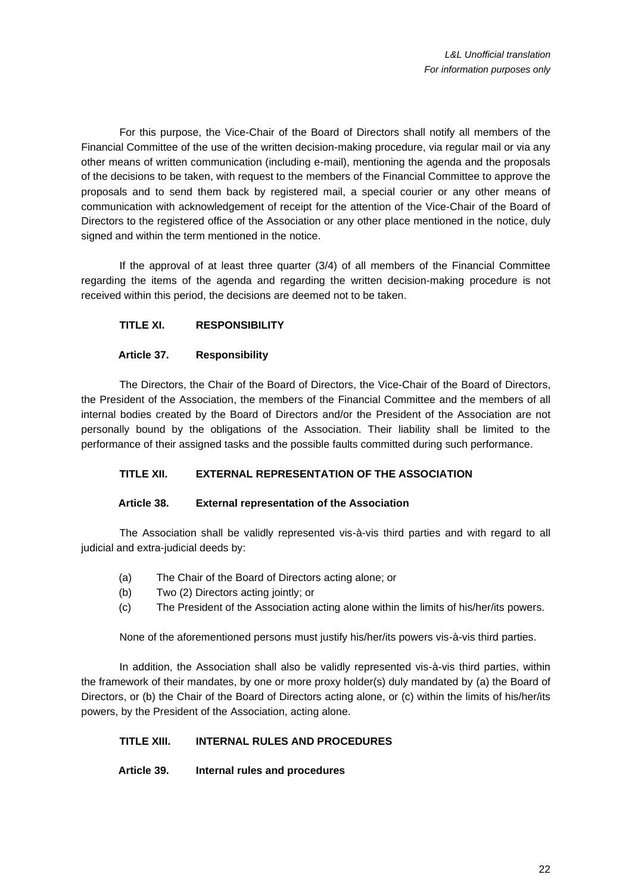*L&L Unofficial translation*
*For information purposes only*

For this purpose, the Vice-Chair of the Board of Directors shall notify all members of the Financial Committee of the use of the written decision-making procedure, via regular mail or via any other means of written communication (including e-mail), mentioning the agenda and the proposals of the decisions to be taken, with request to the members of the Financial Committee to approve the proposals and to send them back by registered mail, a special courier or any other means of communication with acknowledgement of receipt for the attention of the Vice-Chair of the Board of Directors to the registered office of the Association or any other place mentioned in the notice, duly signed and within the term mentioned in the notice.

If the approval of at least three quarter (3/4) of all members of the Financial Committee regarding the items of the agenda and regarding the written decision-making procedure is not received within this period, the decisions are deemed not to be taken.

## TITLE XI. RESPONSIBILITY

### Article 37. Responsibility

The Directors, the Chair of the Board of Directors, the Vice-Chair of the Board of Directors, the President of the Association, the members of the Financial Committee and the members of all internal bodies created by the Board of Directors and/or the President of the Association are not personally bound by the obligations of the Association. Their liability shall be limited to the performance of their assigned tasks and the possible faults committed during such performance.

## TITLE XII. EXTERNAL REPRESENTATION OF THE ASSOCIATION

### Article 38. External representation of the Association

The Association shall be validly represented vis-à-vis third parties and with regard to all judicial and extra-judicial deeds by:

(a) The Chair of the Board of Directors acting alone; or
(b) Two (2) Directors acting jointly; or
(c) The President of the Association acting alone within the limits of his/her/its powers.

None of the aforementioned persons must justify his/her/its powers vis-à-vis third parties.

In addition, the Association shall also be validly represented vis-à-vis third parties, within the framework of their mandates, by one or more proxy holder(s) duly mandated by (a) the Board of Directors, or (b) the Chair of the Board of Directors acting alone, or (c) within the limits of his/her/its powers, by the President of the Association, acting alone.

## TITLE XIII. INTERNAL RULES AND PROCEDURES

### Article 39. Internal rules and procedures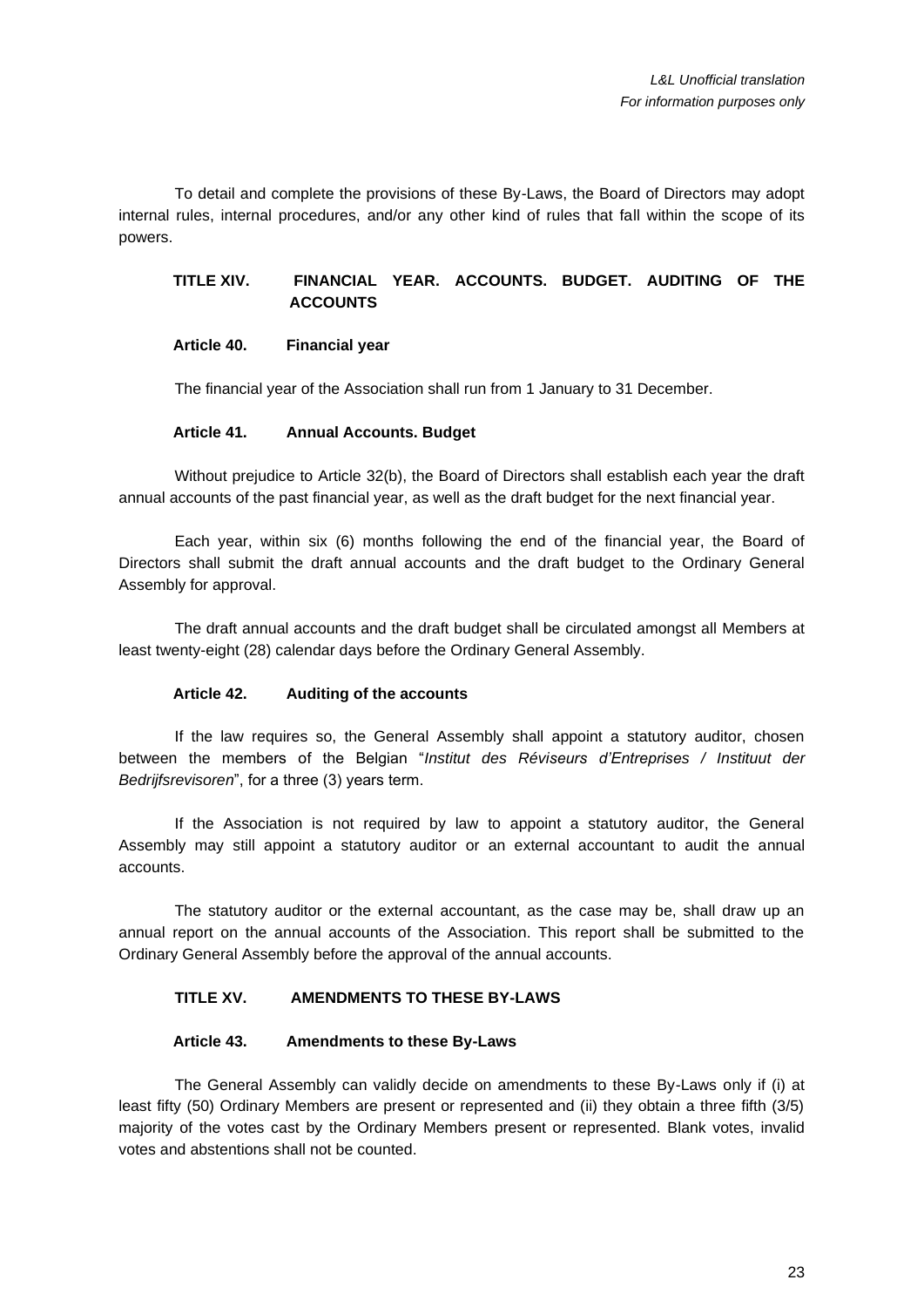To detail and complete the provisions of these By-Laws, the Board of Directors may adopt internal rules, internal procedures, and/or any other kind of rules that fall within the scope of its powers.

## TITLE XIV. FINANCIAL YEAR. ACCOUNTS. BUDGET. AUDITING OF THE ACCOUNTS

### Article 40. Financial year

The financial year of the Association shall run from 1 January to 31 December.

### Article 41. Annual Accounts. Budget

Without prejudice to Article 32(b), the Board of Directors shall establish each year the draft annual accounts of the past financial year, as well as the draft budget for the next financial year.

Each year, within six (6) months following the end of the financial year, the Board of Directors shall submit the draft annual accounts and the draft budget to the Ordinary General Assembly for approval.

The draft annual accounts and the draft budget shall be circulated amongst all Members at least twenty-eight (28) calendar days before the Ordinary General Assembly.

### Article 42. Auditing of the accounts

If the law requires so, the General Assembly shall appoint a statutory auditor, chosen between the members of the Belgian "*Institut des Réviseurs d'Entreprises / Instituut der Bedrijfsrevisoren*", for a three (3) years term.

If the Association is not required by law to appoint a statutory auditor, the General Assembly may still appoint a statutory auditor or an external accountant to audit the annual accounts.

The statutory auditor or the external accountant, as the case may be, shall draw up an annual report on the annual accounts of the Association. This report shall be submitted to the Ordinary General Assembly before the approval of the annual accounts.

## TITLE XV. AMENDMENTS TO THESE BY-LAWS

### Article 43. Amendments to these By-Laws

The General Assembly can validly decide on amendments to these By-Laws only if (i) at least fifty (50) Ordinary Members are present or represented and (ii) they obtain a three fifth (3/5) majority of the votes cast by the Ordinary Members present or represented. Blank votes, invalid votes and abstentions shall not be counted.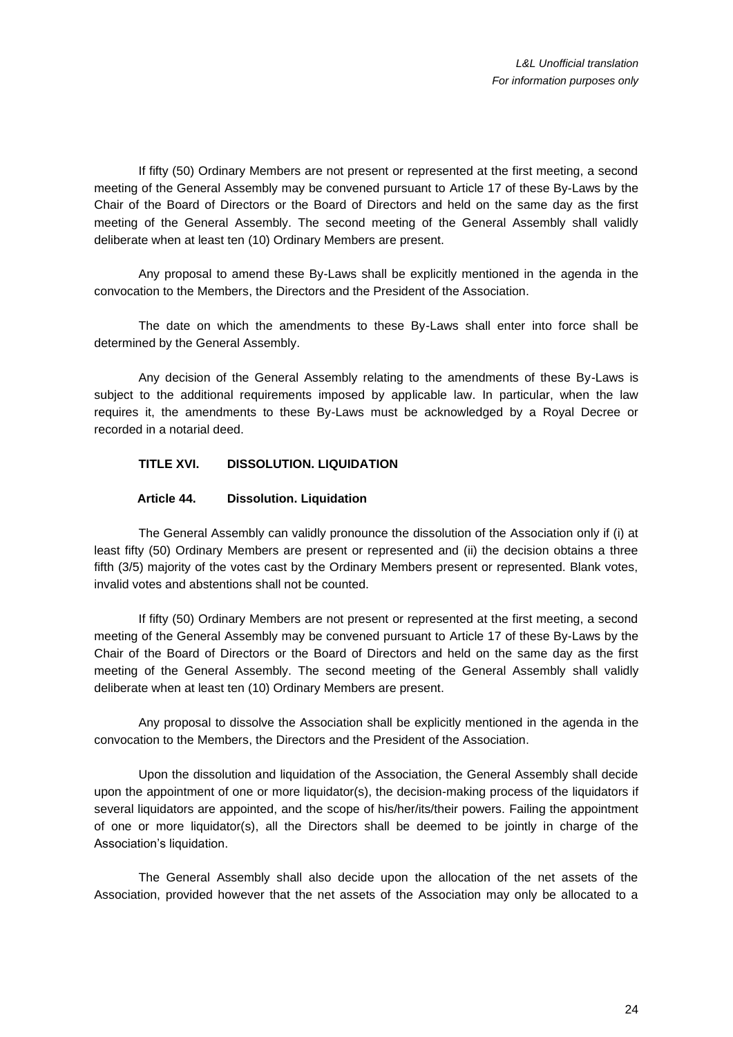If fifty (50) Ordinary Members are not present or represented at the first meeting, a second meeting of the General Assembly may be convened pursuant to Article 17 of these By-Laws by the Chair of the Board of Directors or the Board of Directors and held on the same day as the first meeting of the General Assembly. The second meeting of the General Assembly shall validly deliberate when at least ten (10) Ordinary Members are present.

Any proposal to amend these By-Laws shall be explicitly mentioned in the agenda in the convocation to the Members, the Directors and the President of the Association.

The date on which the amendments to these By-Laws shall enter into force shall be determined by the General Assembly.

Any decision of the General Assembly relating to the amendments of these By-Laws is subject to the additional requirements imposed by applicable law. In particular, when the law requires it, the amendments to these By-Laws must be acknowledged by a Royal Decree or recorded in a notarial deed.

## TITLE XVI. DISSOLUTION. LIQUIDATION

### Article 44. Dissolution. Liquidation

The General Assembly can validly pronounce the dissolution of the Association only if (i) at least fifty (50) Ordinary Members are present or represented and (ii) the decision obtains a three fifth (3/5) majority of the votes cast by the Ordinary Members present or represented. Blank votes, invalid votes and abstentions shall not be counted.

If fifty (50) Ordinary Members are not present or represented at the first meeting, a second meeting of the General Assembly may be convened pursuant to Article 17 of these By-Laws by the Chair of the Board of Directors or the Board of Directors and held on the same day as the first meeting of the General Assembly. The second meeting of the General Assembly shall validly deliberate when at least ten (10) Ordinary Members are present.

Any proposal to dissolve the Association shall be explicitly mentioned in the agenda in the convocation to the Members, the Directors and the President of the Association.

Upon the dissolution and liquidation of the Association, the General Assembly shall decide upon the appointment of one or more liquidator(s), the decision-making process of the liquidators if several liquidators are appointed, and the scope of his/her/its/their powers. Failing the appointment of one or more liquidator(s), all the Directors shall be deemed to be jointly in charge of the Association's liquidation.

The General Assembly shall also decide upon the allocation of the net assets of the Association, provided however that the net assets of the Association may only be allocated to a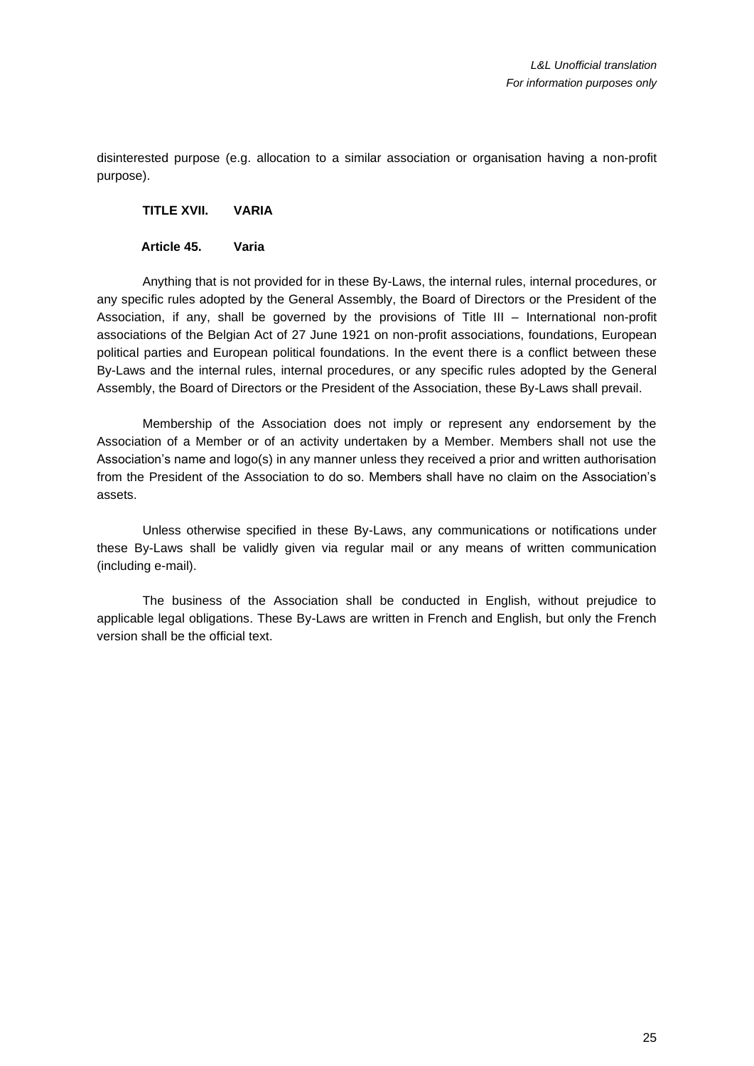disinterested purpose (e.g. allocation to a similar association or organisation having a non-profit purpose).

## TITLE XVII. VARIA

### Article 45. Varia

Anything that is not provided for in these By-Laws, the internal rules, internal procedures, or any specific rules adopted by the General Assembly, the Board of Directors or the President of the Association, if any, shall be governed by the provisions of Title III – International non-profit associations of the Belgian Act of 27 June 1921 on non-profit associations, foundations, European political parties and European political foundations. In the event there is a conflict between these By-Laws and the internal rules, internal procedures, or any specific rules adopted by the General Assembly, the Board of Directors or the President of the Association, these By-Laws shall prevail.

Membership of the Association does not imply or represent any endorsement by the Association of a Member or of an activity undertaken by a Member. Members shall not use the Association's name and logo(s) in any manner unless they received a prior and written authorisation from the President of the Association to do so. Members shall have no claim on the Association's assets.

Unless otherwise specified in these By-Laws, any communications or notifications under these By-Laws shall be validly given via regular mail or any means of written communication (including e-mail).

The business of the Association shall be conducted in English, without prejudice to applicable legal obligations. These By-Laws are written in French and English, but only the French version shall be the official text.